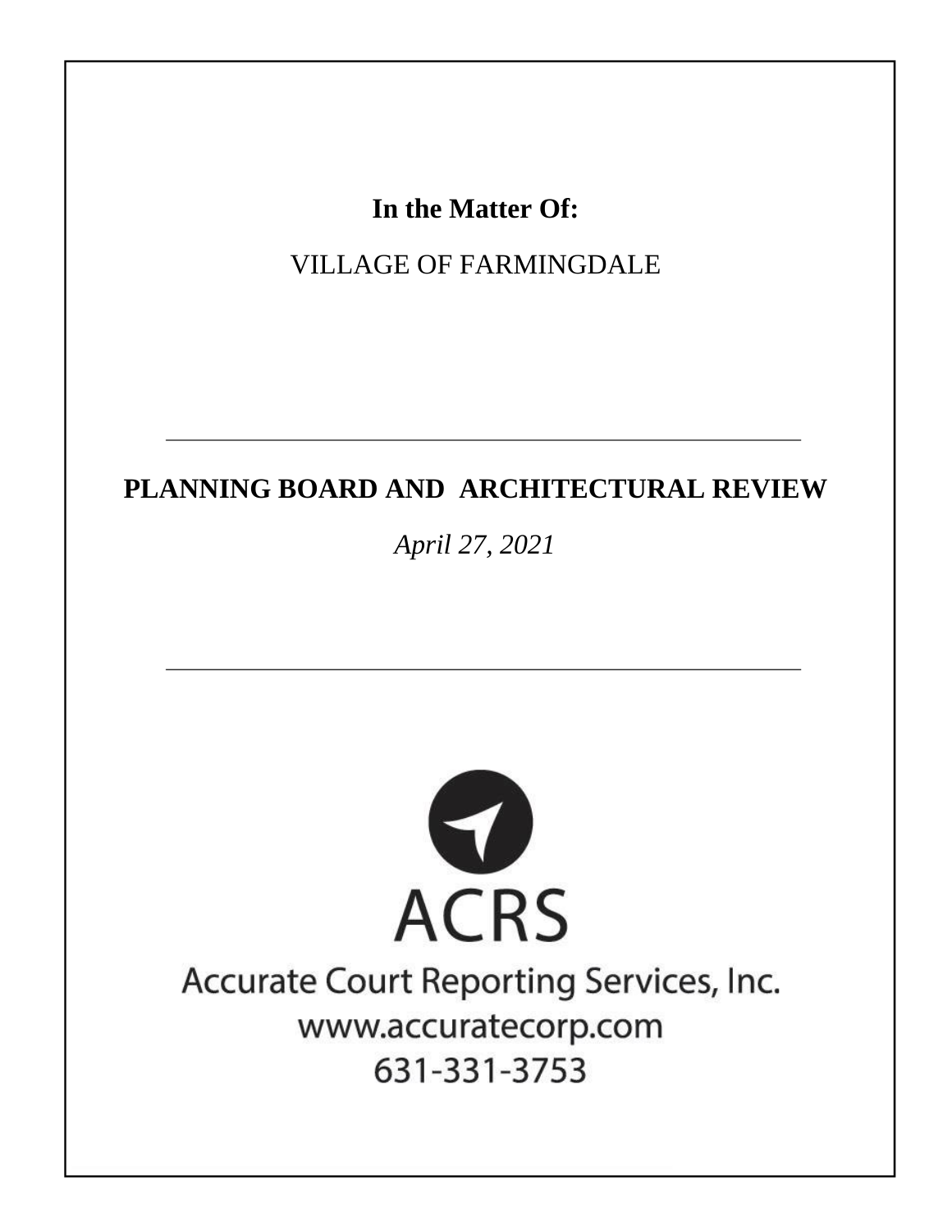**In the Matter Of:**

VILLAGE OF FARMINGDALE

---

**PLANNING BOARD AND ARCHITECTURAL REVIEW**

*April 27, 2021*

---

ACRS

Accurate Court Reporting Services, Inc.

www.accuratecorp.com

631-331-3753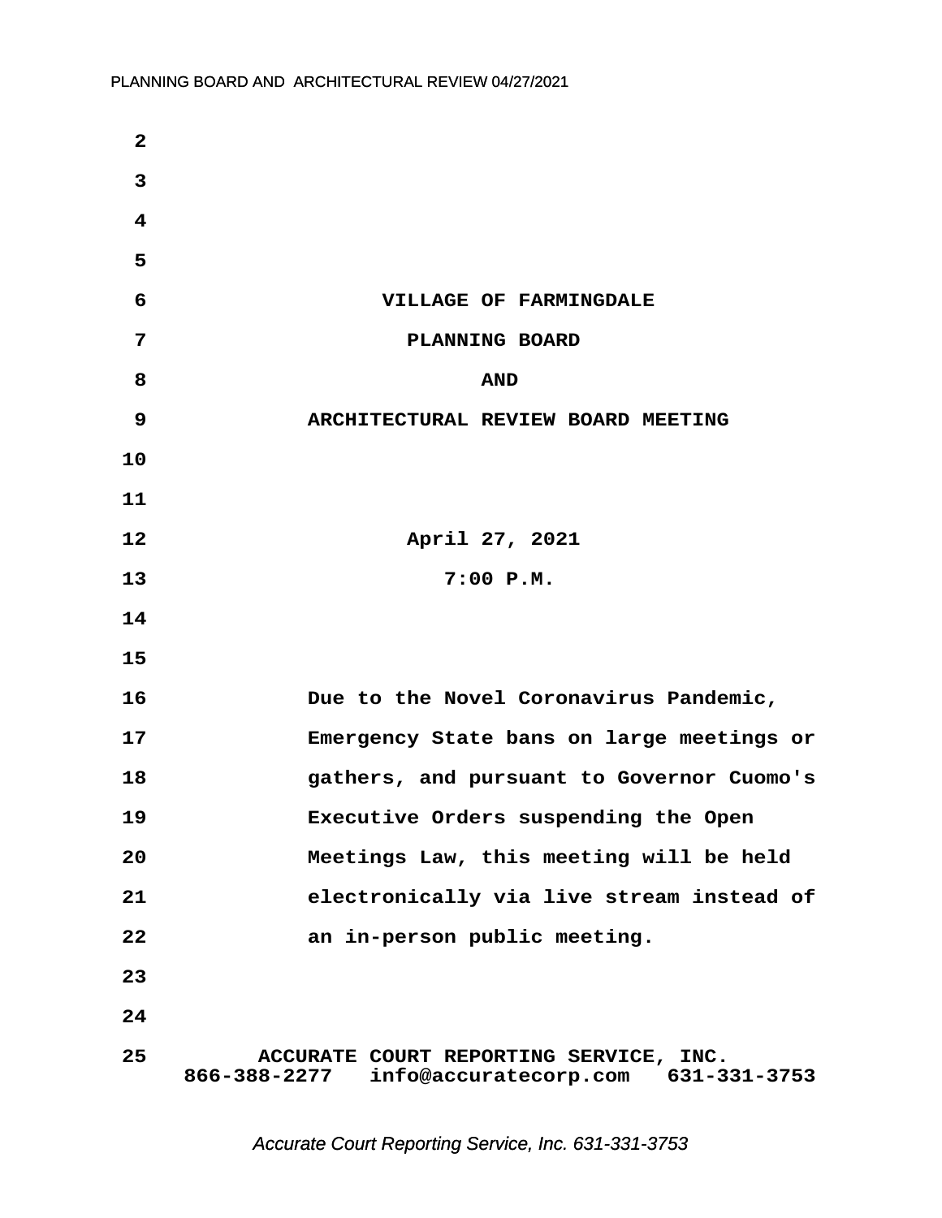VILLAGE OF FARMINGDALE

PLANNING BOARD

AND

ARCHITECTURAL REVIEW BOARD MEETING

April 27, 2021

7:00 P.M.

Due to the Novel Coronavirus Pandemic, Emergency State bans on large meetings or gathers, and pursuant to Governor Cuomo's Executive Orders suspending the Open Meetings Law, this meeting will be held electronically via live stream instead of an in-person public meeting.

ACCURATE COURT REPORTING SERVICE, INC.
866-388-2277 info@accuratecorp.com 631-331-3753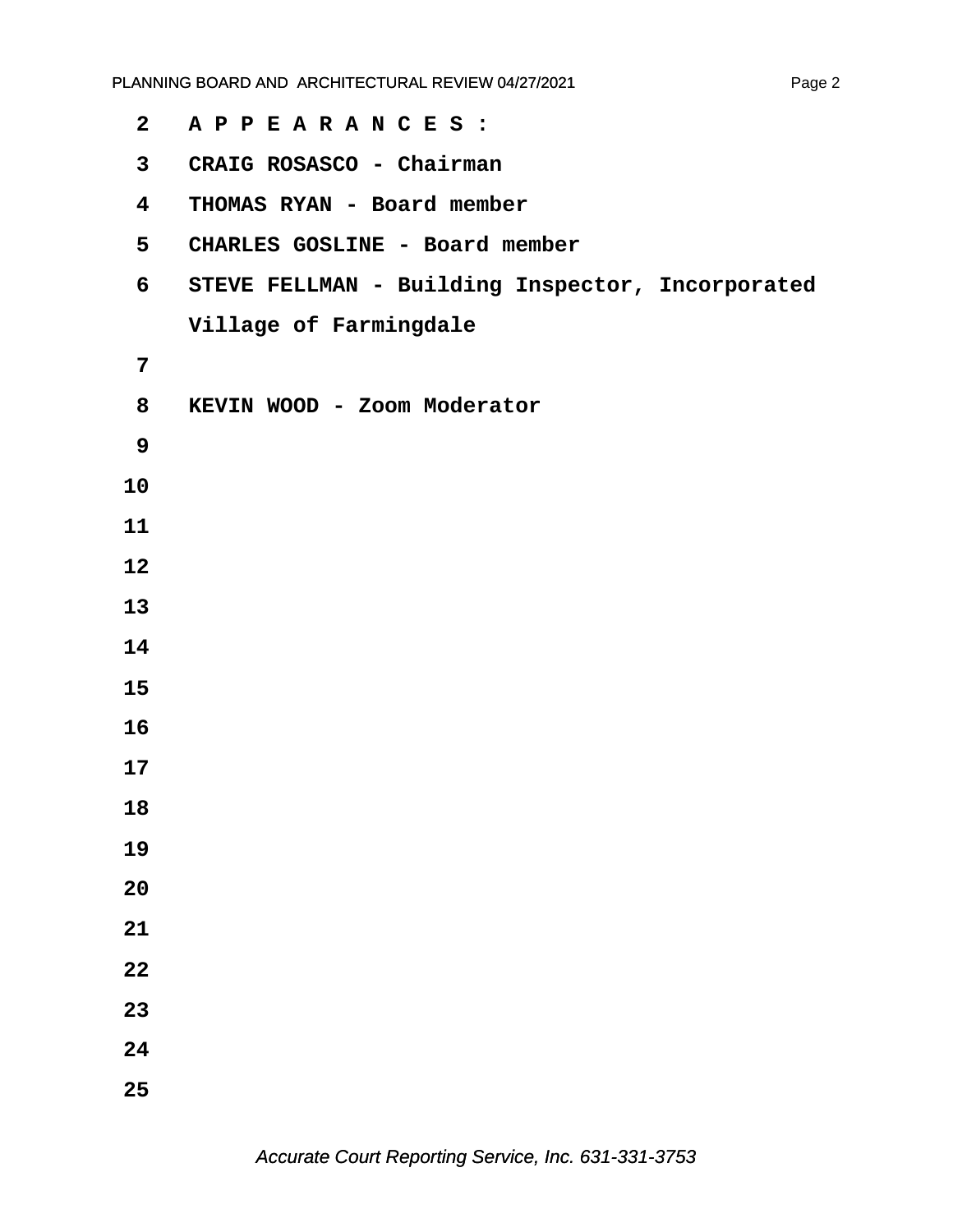A P P E A R A N C E S :

CRAIG ROSASCO - Chairman

THOMAS RYAN - Board member

CHARLES GOSLINE - Board member

STEVE FELLMAN - Building Inspector, Incorporated Village of Farmingdale

KEVIN WOOD - Zoom Moderator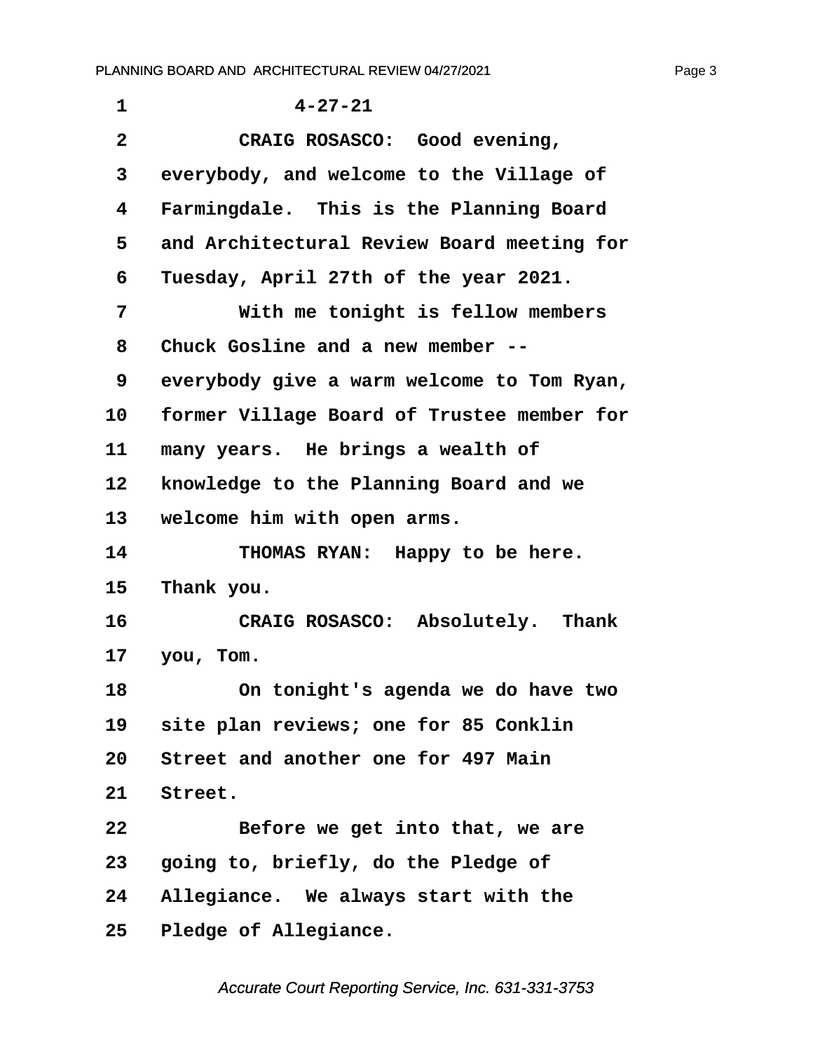4-27-21

CRAIG ROSASCO: Good evening, everybody, and welcome to the Village of Farmingdale. This is the Planning Board and Architectural Review Board meeting for Tuesday, April 27th of the year 2021.

With me tonight is fellow members Chuck Gosline and a new member -- everybody give a warm welcome to Tom Ryan, former Village Board of Trustee member for many years. He brings a wealth of knowledge to the Planning Board and we welcome him with open arms.

THOMAS RYAN: Happy to be here. Thank you.

CRAIG ROSASCO: Absolutely. Thank you, Tom.

On tonight's agenda we do have two site plan reviews; one for 85 Conklin Street and another one for 497 Main Street.

Before we get into that, we are going to, briefly, do the Pledge of Allegiance. We always start with the Pledge of Allegiance.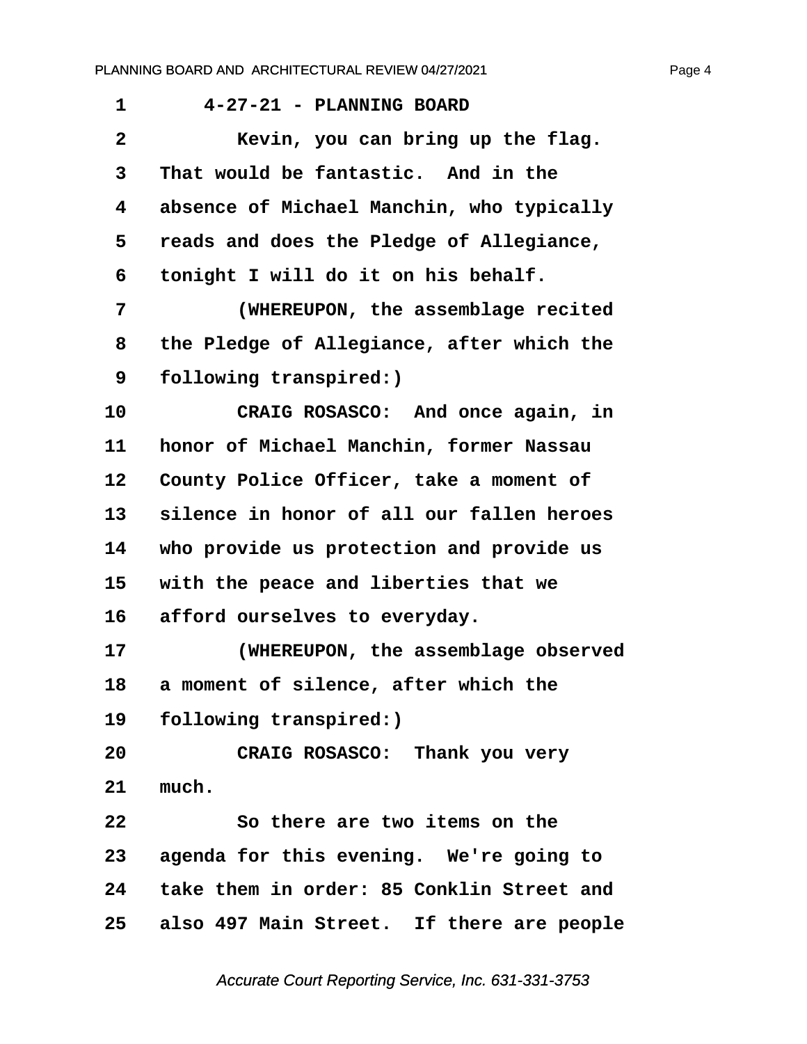1 4-27-21 - PLANNING BOARD

2 Kevin, you can bring up the flag.

3 That would be fantastic. And in the

4 absence of Michael Manchin, who typically

5 reads and does the Pledge of Allegiance,

6 tonight I will do it on his behalf.

7 (WHEREUPON, the assemblage recited

8 the Pledge of Allegiance, after which the

9 following transpired:)

10 CRAIG ROSASCO: And once again, in

11 honor of Michael Manchin, former Nassau

12 County Police Officer, take a moment of

13 silence in honor of all our fallen heroes

14 who provide us protection and provide us

15 with the peace and liberties that we

16 afford ourselves to everyday.

17 (WHEREUPON, the assemblage observed

18 a moment of silence, after which the

19 following transpired:)

20 CRAIG ROSASCO: Thank you very

21 much.

22 So there are two items on the

23 agenda for this evening. We're going to

24 take them in order: 85 Conklin Street and

25 also 497 Main Street. If there are people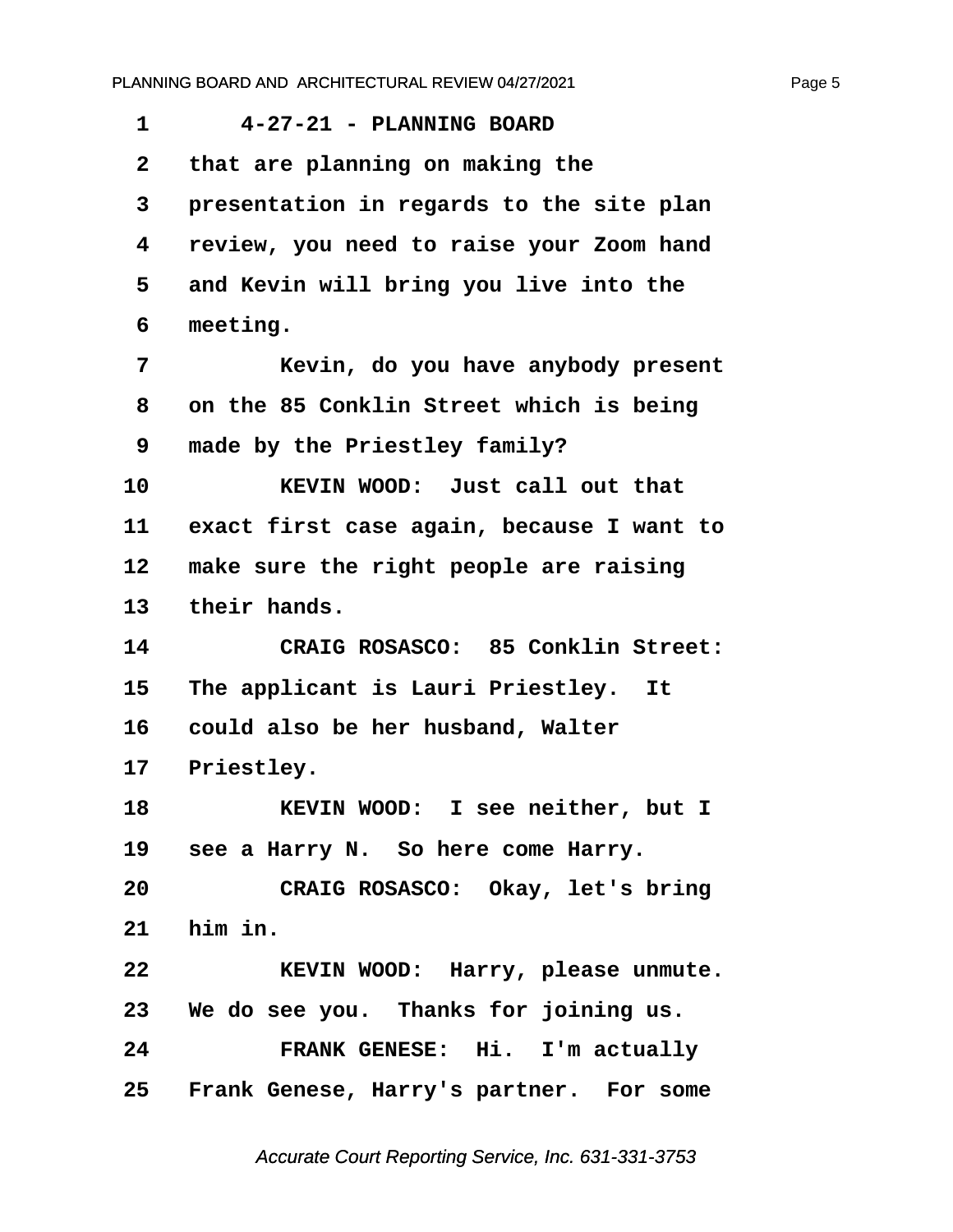1 4-27-21 - PLANNING BOARD

2 that are planning on making the

3 presentation in regards to the site plan

4 review, you need to raise your Zoom hand

5 and Kevin will bring you live into the

6 meeting.

7 Kevin, do you have anybody present

8 on the 85 Conklin Street which is being

9 made by the Priestley family?

10 KEVIN WOOD: Just call out that

11 exact first case again, because I want to

12 make sure the right people are raising

13 their hands.

14 CRAIG ROSASCO: 85 Conklin Street:

15 The applicant is Lauri Priestley. It

16 could also be her husband, Walter

17 Priestley.

18 KEVIN WOOD: I see neither, but I

19 see a Harry N. So here come Harry.

20 CRAIG ROSASCO: Okay, let's bring

21 him in.

22 KEVIN WOOD: Harry, please unmute.

23 We do see you. Thanks for joining us.

24 FRANK GENESE: Hi. I'm actually

25 Frank Genese, Harry's partner. For some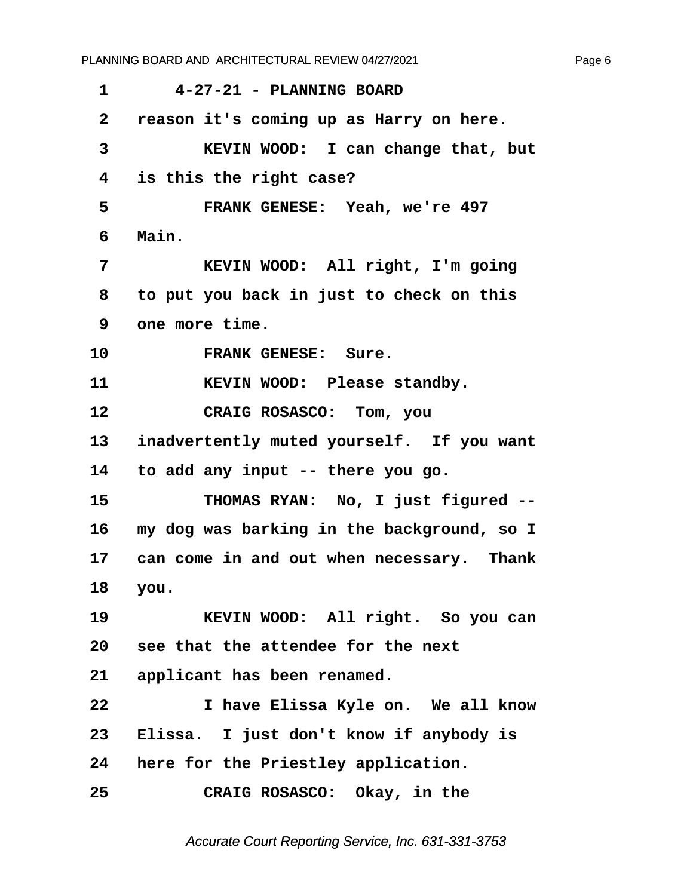1 4-27-21 - PLANNING BOARD

2 reason it's coming up as Harry on here.

3 KEVIN WOOD: I can change that, but

4 is this the right case?

5 FRANK GENESE: Yeah, we're 497

6 Main.

7 KEVIN WOOD: All right, I'm going

8 to put you back in just to check on this

9 one more time.

10 FRANK GENESE: Sure.

11 KEVIN WOOD: Please standby.

12 CRAIG ROSASCO: Tom, you

13 inadvertently muted yourself. If you want

14 to add any input -- there you go.

15 THOMAS RYAN: No, I just figured --

16 my dog was barking in the background, so I

17 can come in and out when necessary. Thank

18 you.

19 KEVIN WOOD: All right. So you can

20 see that the attendee for the next

21 applicant has been renamed.

22 I have Elissa Kyle on. We all know

23 Elissa. I just don't know if anybody is

24 here for the Priestley application.

25 CRAIG ROSASCO: Okay, in the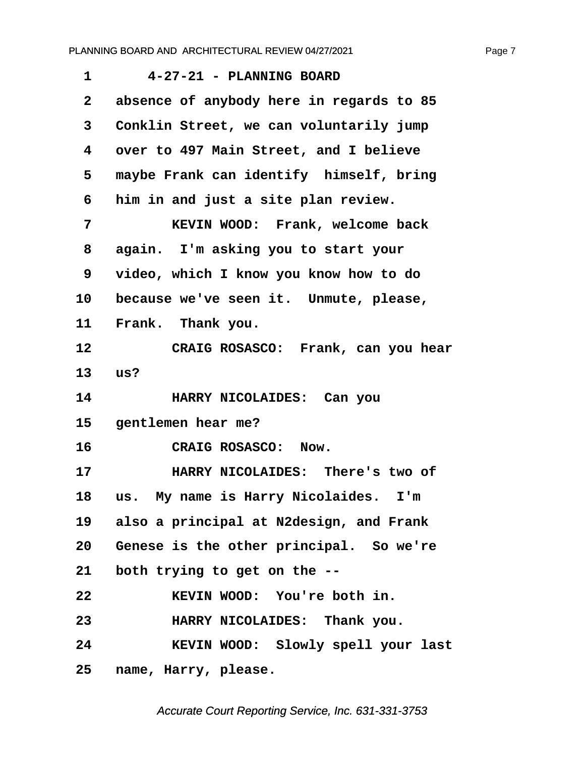1 4-27-21 - PLANNING BOARD

2 absence of anybody here in regards to 85

3 Conklin Street, we can voluntarily jump

4 over to 497 Main Street, and I believe

5 maybe Frank can identify himself, bring

6 him in and just a site plan review.

7 KEVIN WOOD: Frank, welcome back

8 again. I'm asking you to start your

9 video, which I know you know how to do

10 because we've seen it. Unmute, please,

11 Frank. Thank you.

12 CRAIG ROSASCO: Frank, can you hear

13 us?

14 HARRY NICOLAIDES: Can you

15 gentlemen hear me?

16 CRAIG ROSASCO: Now.

17 HARRY NICOLAIDES: There's two of

18 us. My name is Harry Nicolaides. I'm

19 also a principal at N2design, and Frank

20 Genese is the other principal. So we're

21 both trying to get on the --

22 KEVIN WOOD: You're both in.

23 HARRY NICOLAIDES: Thank you.

24 KEVIN WOOD: Slowly spell your last

25 name, Harry, please.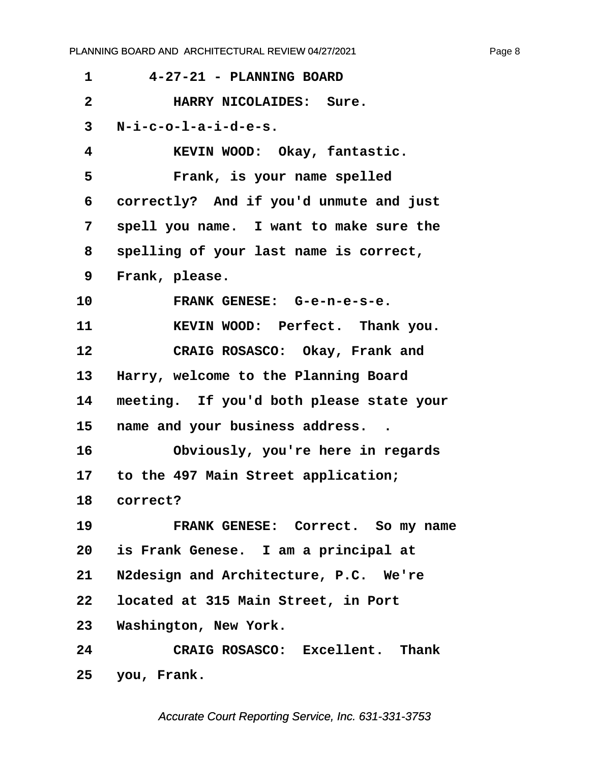1 4-27-21 - PLANNING BOARD

2 HARRY NICOLAIDES: Sure.

3 N-i-c-o-l-a-i-d-e-s.

4 KEVIN WOOD: Okay, fantastic.

5 Frank, is your name spelled

6 correctly? And if you'd unmute and just

7 spell you name. I want to make sure the

8 spelling of your last name is correct,

9 Frank, please.

10 FRANK GENESE: G-e-n-e-s-e.

11 KEVIN WOOD: Perfect. Thank you.

12 CRAIG ROSASCO: Okay, Frank and

13 Harry, welcome to the Planning Board

14 meeting. If you'd both please state your

15 name and your business address. .

16 Obviously, you're here in regards

17 to the 497 Main Street application;

18 correct?

19 FRANK GENESE: Correct. So my name

20 is Frank Genese. I am a principal at

21 N2design and Architecture, P.C. We're

22 located at 315 Main Street, in Port

23 Washington, New York.

24 CRAIG ROSASCO: Excellent. Thank

25 you, Frank.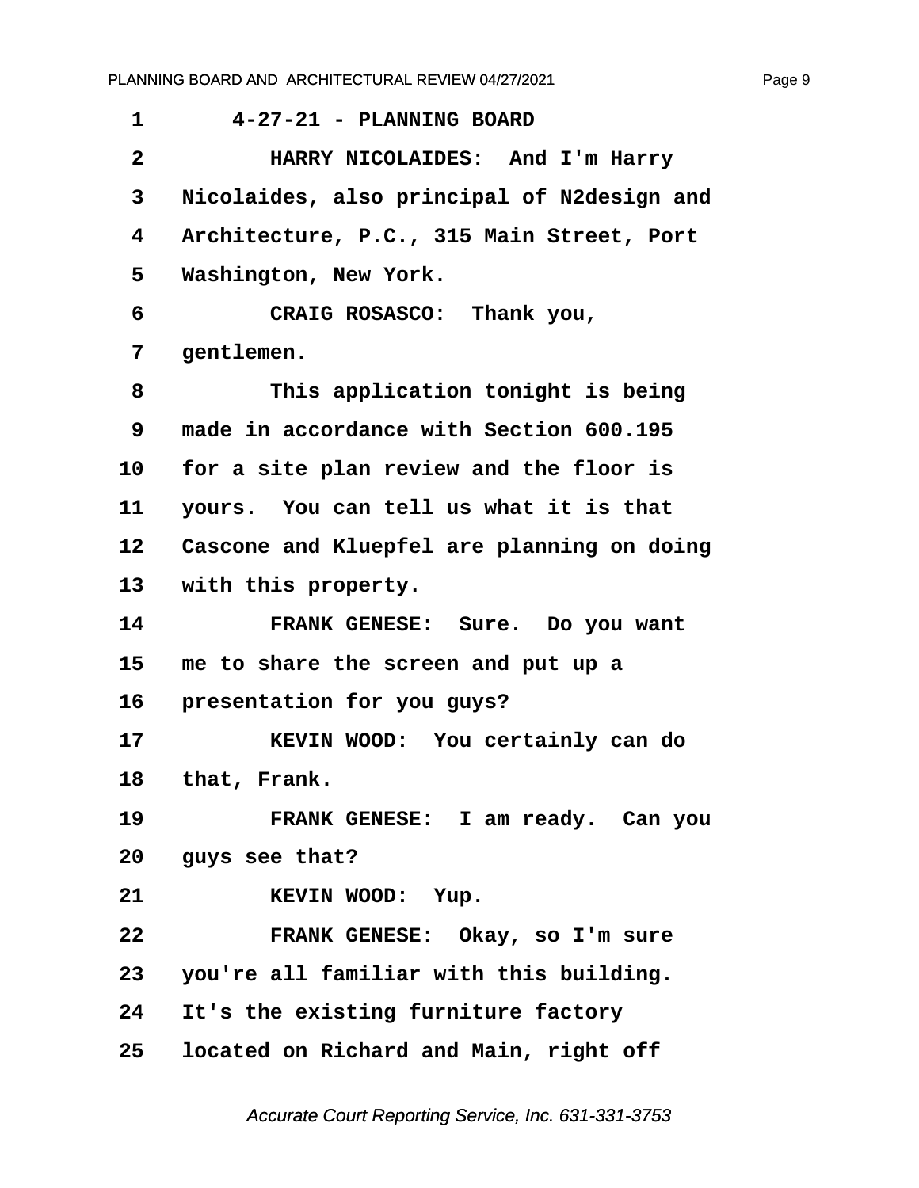4-27-21 - PLANNING BOARD

HARRY NICOLAIDES: And I'm Harry Nicolaides, also principal of N2design and Architecture, P.C., 315 Main Street, Port Washington, New York.

CRAIG ROSASCO: Thank you, gentlemen.

This application tonight is being made in accordance with Section 600.195 for a site plan review and the floor is yours. You can tell us what it is that Cascone and Kluepfel are planning on doing with this property.

FRANK GENESE: Sure. Do you want me to share the screen and put up a presentation for you guys?

KEVIN WOOD: You certainly can do that, Frank.

FRANK GENESE: I am ready. Can you guys see that?

KEVIN WOOD: Yup.

FRANK GENESE: Okay, so I'm sure you're all familiar with this building. It's the existing furniture factory located on Richard and Main, right off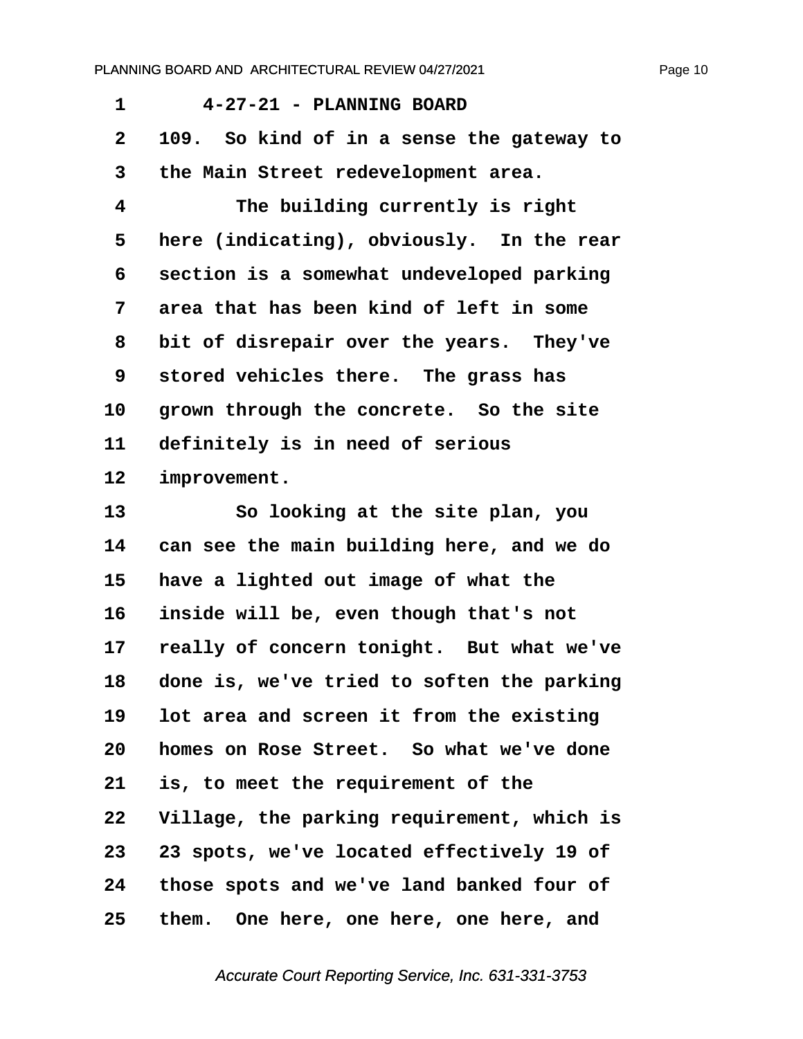1 4-27-21 - PLANNING BOARD

2 109. So kind of in a sense the gateway to

3 the Main Street redevelopment area.

4 The building currently is right

5 here (indicating), obviously. In the rear

6 section is a somewhat undeveloped parking

7 area that has been kind of left in some

8 bit of disrepair over the years. They've

9 stored vehicles there. The grass has

10 grown through the concrete. So the site

11 definitely is in need of serious

12 improvement.

13 So looking at the site plan, you

14 can see the main building here, and we do

15 have a lighted out image of what the

16 inside will be, even though that's not

17 really of concern tonight. But what we've

18 done is, we've tried to soften the parking

19 lot area and screen it from the existing

20 homes on Rose Street. So what we've done

21 is, to meet the requirement of the

22 Village, the parking requirement, which is

23 23 spots, we've located effectively 19 of

24 those spots and we've land banked four of

25 them. One here, one here, one here, and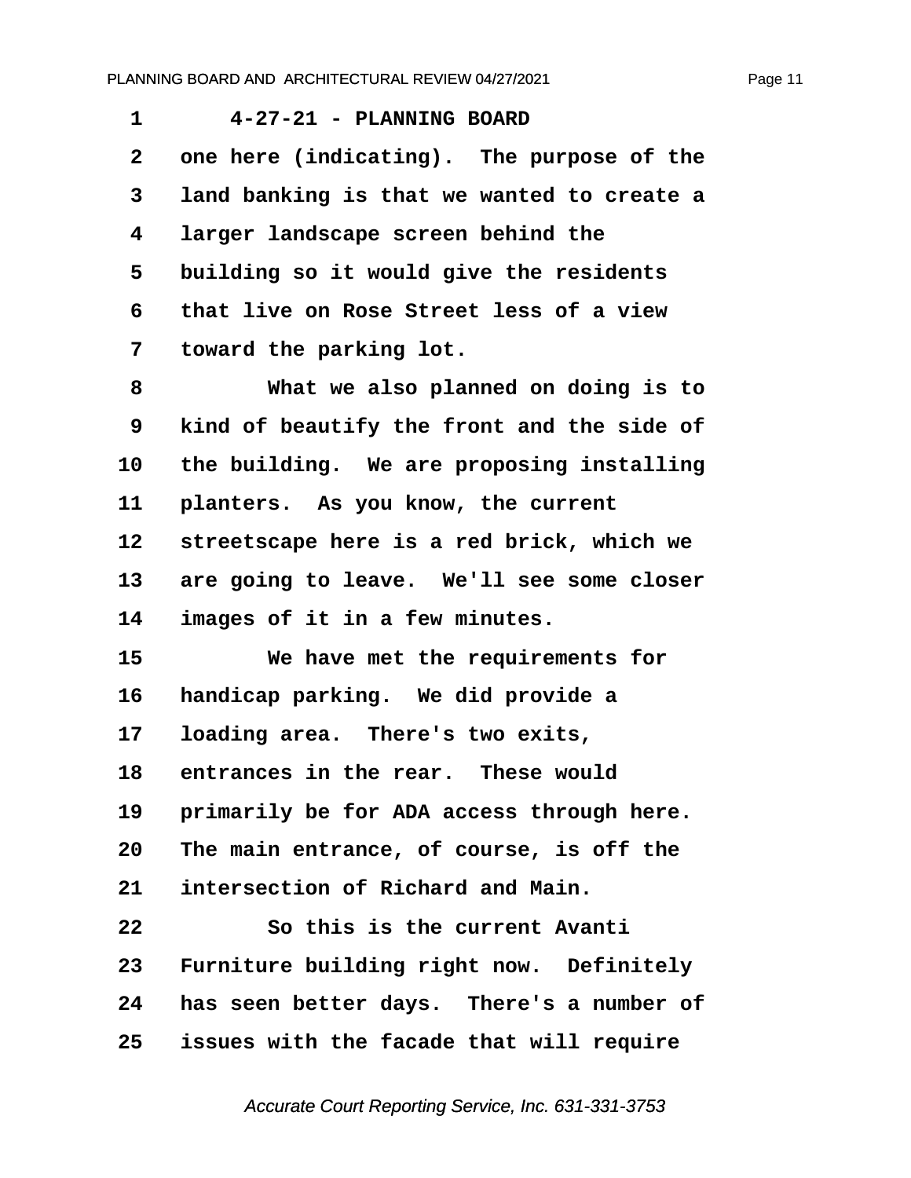4-27-21 - PLANNING BOARD

one here (indicating). The purpose of the land banking is that we wanted to create a larger landscape screen behind the building so it would give the residents that live on Rose Street less of a view toward the parking lot.

What we also planned on doing is to kind of beautify the front and the side of the building. We are proposing installing planters. As you know, the current streetscape here is a red brick, which we are going to leave. We'll see some closer images of it in a few minutes.

We have met the requirements for handicap parking. We did provide a loading area. There's two exits, entrances in the rear. These would primarily be for ADA access through here. The main entrance, of course, is off the intersection of Richard and Main.

So this is the current Avanti Furniture building right now. Definitely has seen better days. There's a number of issues with the facade that will require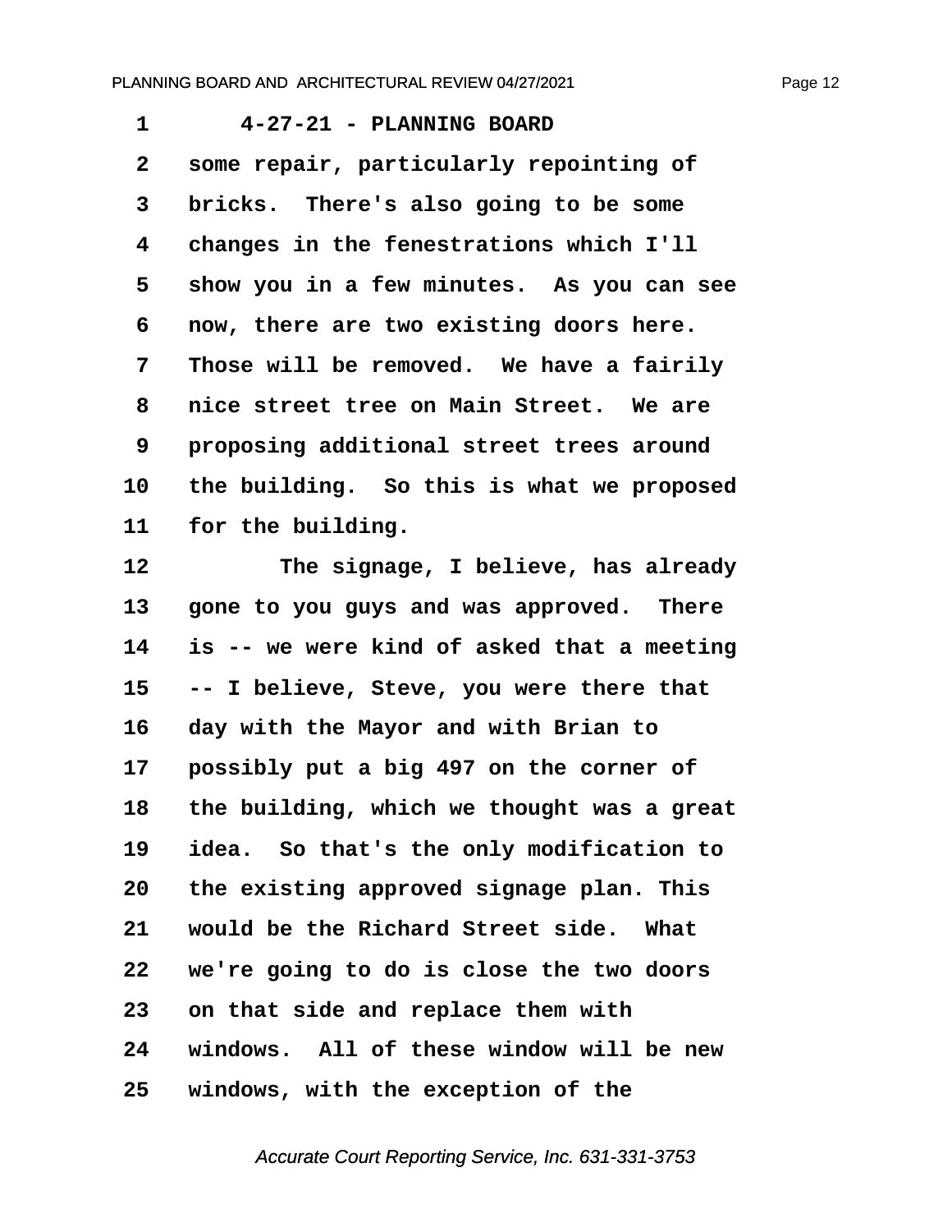4-27-21 - PLANNING BOARD

some repair, particularly repointing of bricks. There's also going to be some changes in the fenestrations which I'll show you in a few minutes. As you can see now, there are two existing doors here. Those will be removed. We have a fairily nice street tree on Main Street. We are proposing additional street trees around the building. So this is what we proposed for the building.

The signage, I believe, has already gone to you guys and was approved. There is -- we were kind of asked that a meeting -- I believe, Steve, you were there that day with the Mayor and with Brian to possibly put a big 497 on the corner of the building, which we thought was a great idea. So that's the only modification to the existing approved signage plan. This would be the Richard Street side. What we're going to do is close the two doors on that side and replace them with windows. All of these window will be new windows, with the exception of the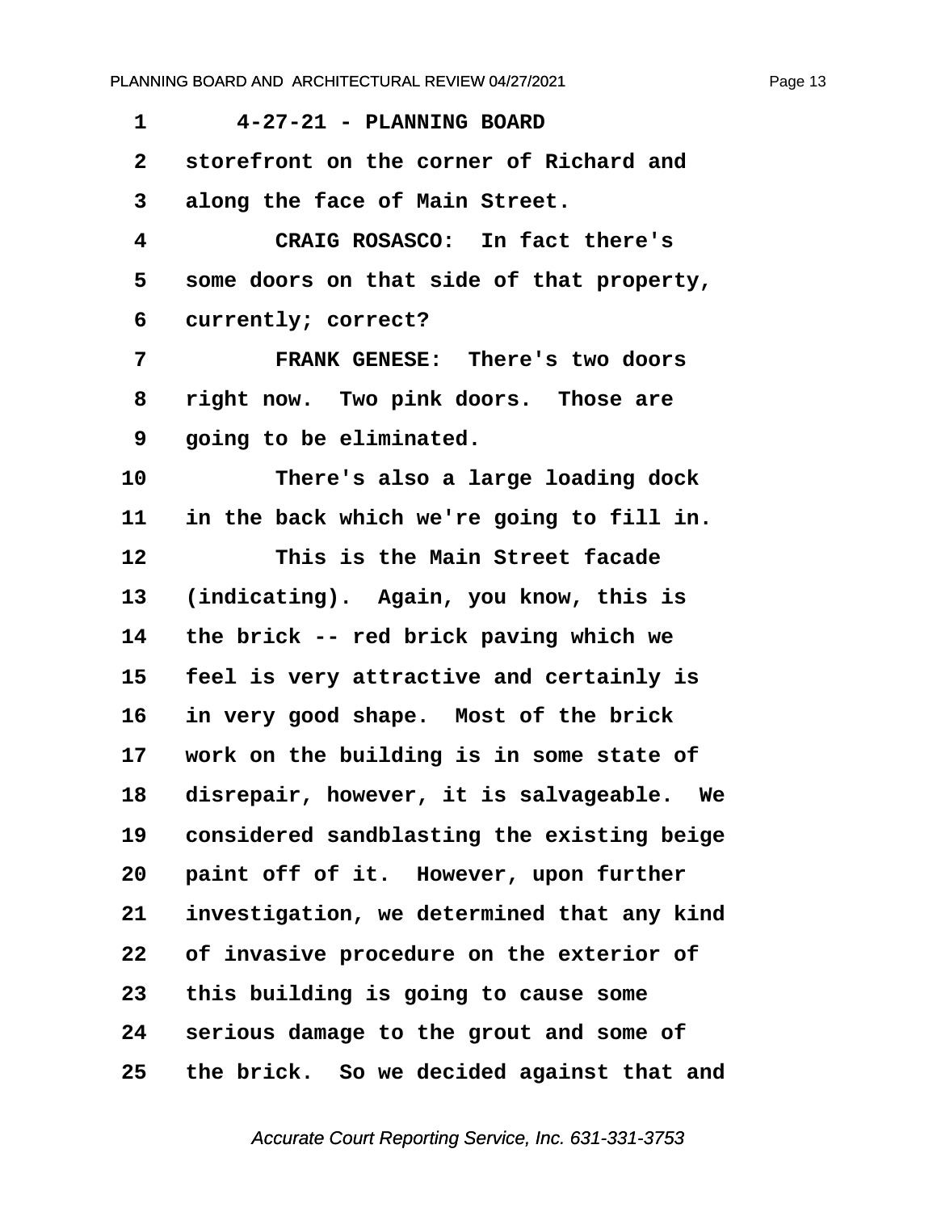1 4-27-21 - PLANNING BOARD

2 storefront on the corner of Richard and

3 along the face of Main Street.

4 CRAIG ROSASCO: In fact there's

5 some doors on that side of that property,

6 currently; correct?

7 FRANK GENESE: There's two doors

8 right now. Two pink doors. Those are

9 going to be eliminated.

10 There's also a large loading dock

11 in the back which we're going to fill in.

12 This is the Main Street facade

13 (indicating). Again, you know, this is

14 the brick -- red brick paving which we

15 feel is very attractive and certainly is

16 in very good shape. Most of the brick

17 work on the building is in some state of

18 disrepair, however, it is salvageable. We

19 considered sandblasting the existing beige

20 paint off of it. However, upon further

21 investigation, we determined that any kind

22 of invasive procedure on the exterior of

23 this building is going to cause some

24 serious damage to the grout and some of

25 the brick. So we decided against that and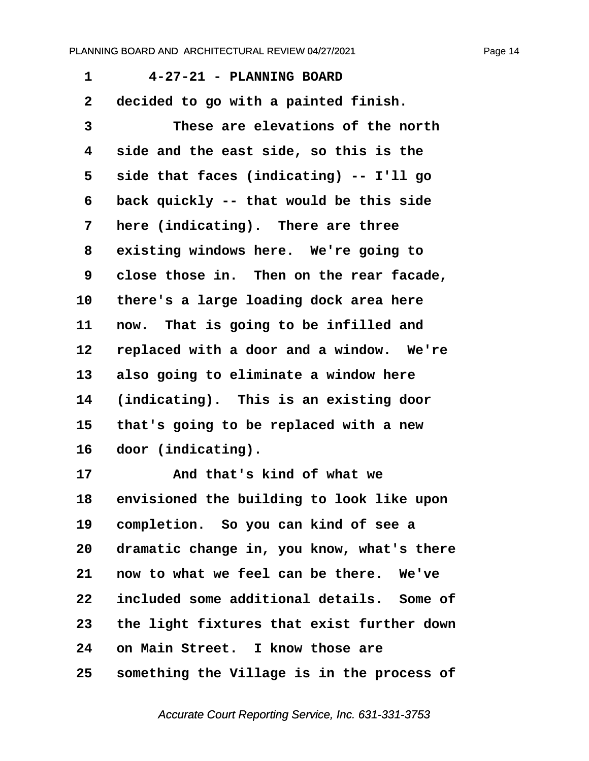4-27-21 - PLANNING BOARD

decided to go with a painted finish.

These are elevations of the north side and the east side, so this is the side that faces (indicating) -- I'll go back quickly -- that would be this side here (indicating). There are three existing windows here. We're going to close those in. Then on the rear facade, there's a large loading dock area here now. That is going to be infilled and replaced with a door and a window. We're also going to eliminate a window here (indicating). This is an existing door that's going to be replaced with a new door (indicating).

And that's kind of what we envisioned the building to look like upon completion. So you can kind of see a dramatic change in, you know, what's there now to what we feel can be there. We've included some additional details. Some of the light fixtures that exist further down on Main Street. I know those are something the Village is in the process of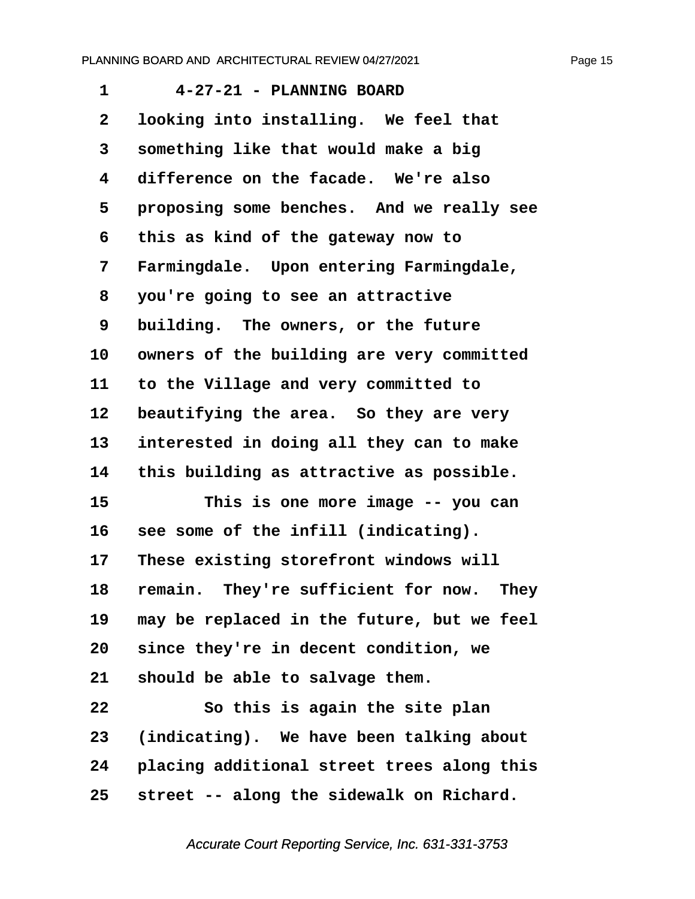4-27-21 - PLANNING BOARD

looking into installing. We feel that something like that would make a big difference on the facade. We're also proposing some benches. And we really see this as kind of the gateway now to Farmingdale. Upon entering Farmingdale, you're going to see an attractive building. The owners, or the future owners of the building are very committed to the Village and very committed to beautifying the area. So they are very interested in doing all they can to make this building as attractive as possible.

This is one more image -- you can see some of the infill (indicating). These existing storefront windows will remain. They're sufficient for now. They may be replaced in the future, but we feel since they're in decent condition, we should be able to salvage them.

So this is again the site plan (indicating). We have been talking about placing additional street trees along this street -- along the sidewalk on Richard.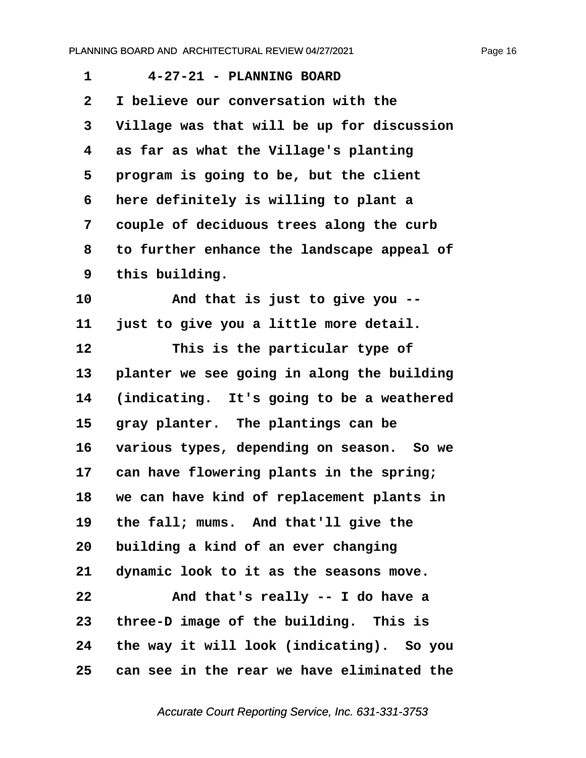1 4-27-21 - PLANNING BOARD

2 I believe our conversation with the

3 Village was that will be up for discussion

4 as far as what the Village's planting

5 program is going to be, but the client

6 here definitely is willing to plant a

7 couple of deciduous trees along the curb

8 to further enhance the landscape appeal of

9 this building.

10 And that is just to give you --

11 just to give you a little more detail.

12 This is the particular type of

13 planter we see going in along the building

14 (indicating. It's going to be a weathered

15 gray planter. The plantings can be

16 various types, depending on season. So we

17 can have flowering plants in the spring;

18 we can have kind of replacement plants in

19 the fall; mums. And that'll give the

20 building a kind of an ever changing

21 dynamic look to it as the seasons move.

22 And that's really -- I do have a

23 three-D image of the building. This is

24 the way it will look (indicating). So you

25 can see in the rear we have eliminated the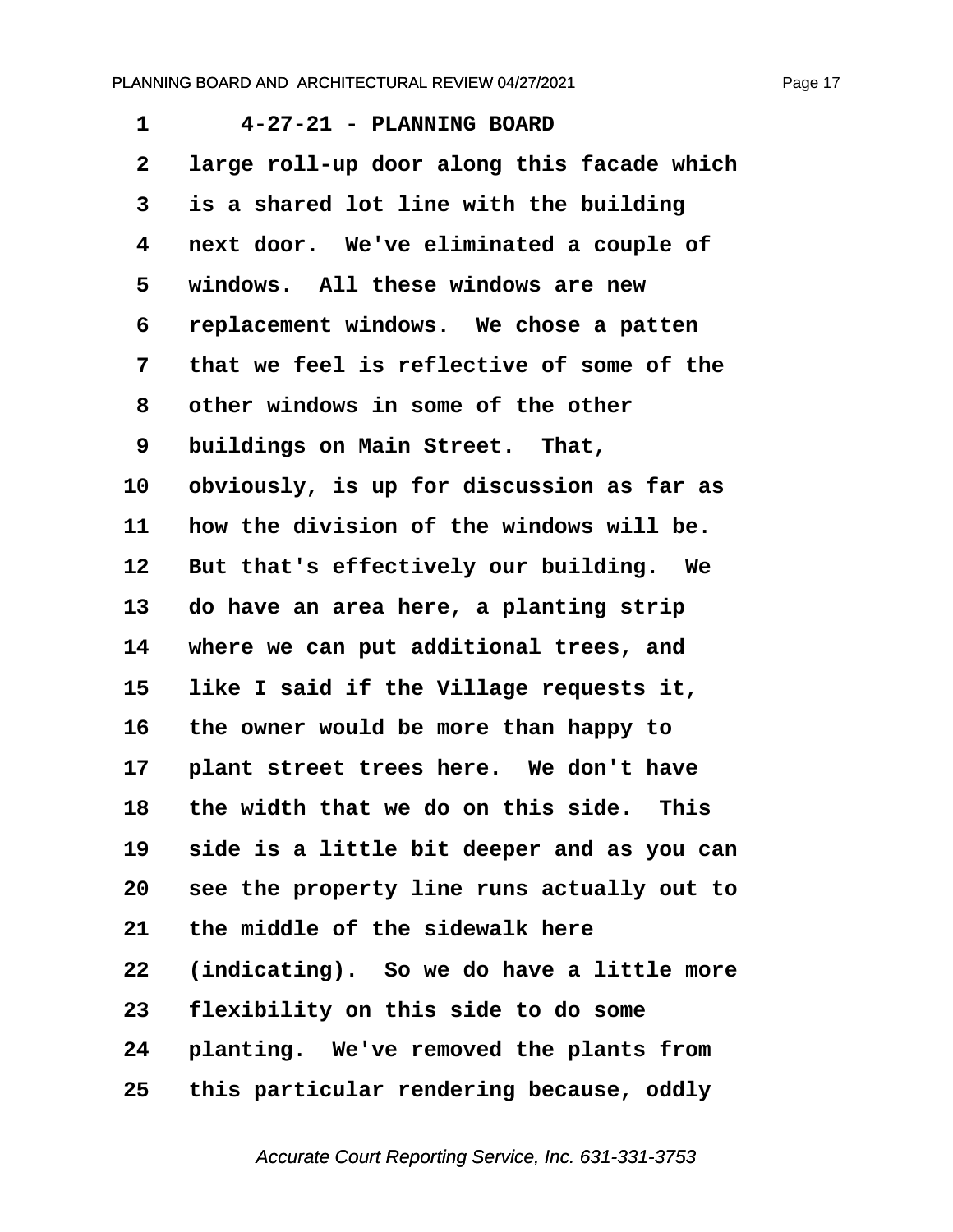4-27-21 - PLANNING BOARD

large roll-up door along this facade which is a shared lot line with the building next door. We've eliminated a couple of windows. All these windows are new replacement windows. We chose a patten that we feel is reflective of some of the other windows in some of the other buildings on Main Street. That, obviously, is up for discussion as far as how the division of the windows will be. But that's effectively our building. We do have an area here, a planting strip where we can put additional trees, and like I said if the Village requests it, the owner would be more than happy to plant street trees here. We don't have the width that we do on this side. This side is a little bit deeper and as you can see the property line runs actually out to the middle of the sidewalk here (indicating). So we do have a little more flexibility on this side to do some planting. We've removed the plants from this particular rendering because, oddly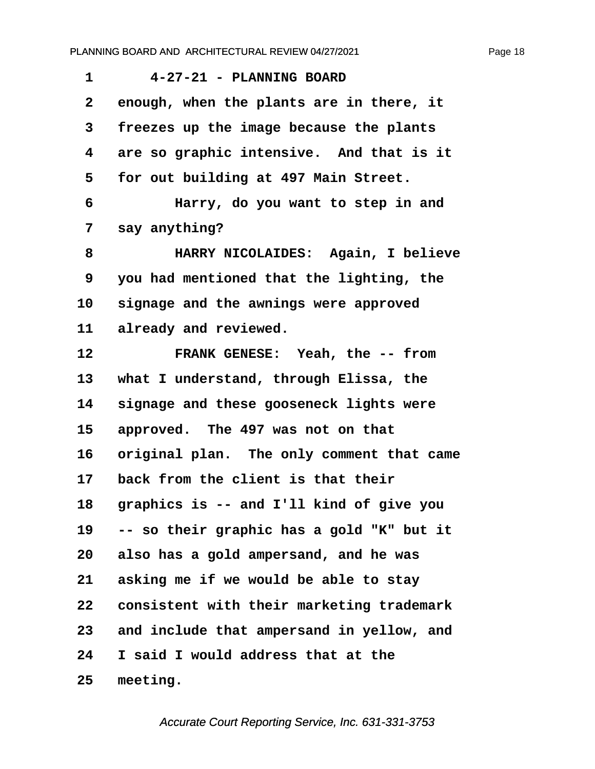4-27-21 - PLANNING BOARD

enough, when the plants are in there, it freezes up the image because the plants are so graphic intensive. And that is it for out building at 497 Main Street.

Harry, do you want to step in and say anything?

HARRY NICOLAIDES: Again, I believe you had mentioned that the lighting, the signage and the awnings were approved already and reviewed.

FRANK GENESE: Yeah, the -- from what I understand, through Elissa, the signage and these gooseneck lights were approved. The 497 was not on that original plan. The only comment that came back from the client is that their graphics is -- and I'll kind of give you -- so their graphic has a gold "K" but it also has a gold ampersand, and he was asking me if we would be able to stay consistent with their marketing trademark and include that ampersand in yellow, and I said I would address that at the meeting.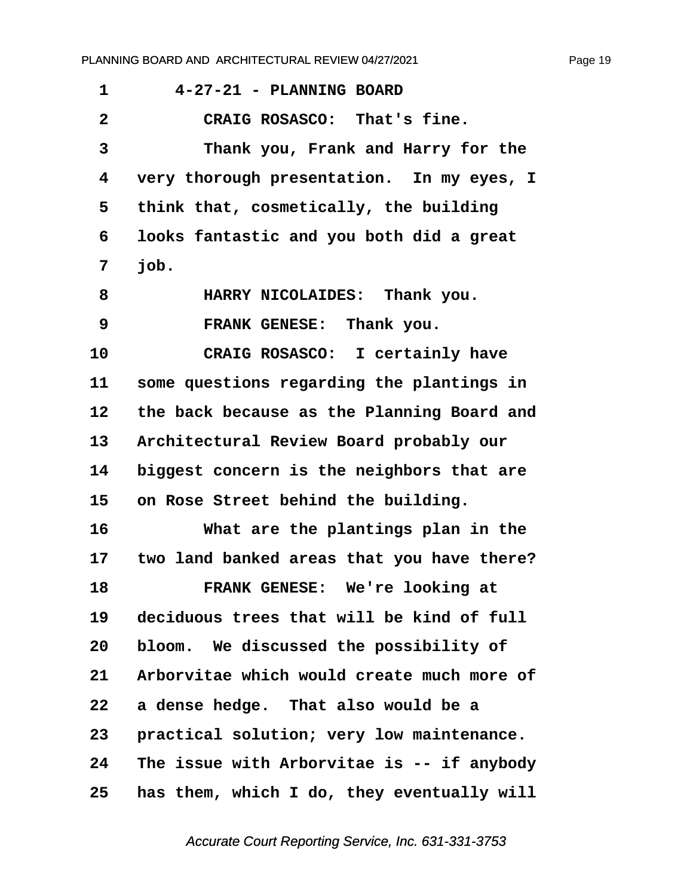4-27-21 - PLANNING BOARD

CRAIG ROSASCO: That's fine.

Thank you, Frank and Harry for the very thorough presentation. In my eyes, I think that, cosmetically, the building looks fantastic and you both did a great job.

HARRY NICOLAIDES: Thank you.

FRANK GENESE: Thank you.

CRAIG ROSASCO: I certainly have some questions regarding the plantings in the back because as the Planning Board and Architectural Review Board probably our biggest concern is the neighbors that are on Rose Street behind the building.

What are the plantings plan in the two land banked areas that you have there?

FRANK GENESE: We're looking at deciduous trees that will be kind of full bloom. We discussed the possibility of Arborvitae which would create much more of a dense hedge. That also would be a practical solution; very low maintenance. The issue with Arborvitae is -- if anybody has them, which I do, they eventually will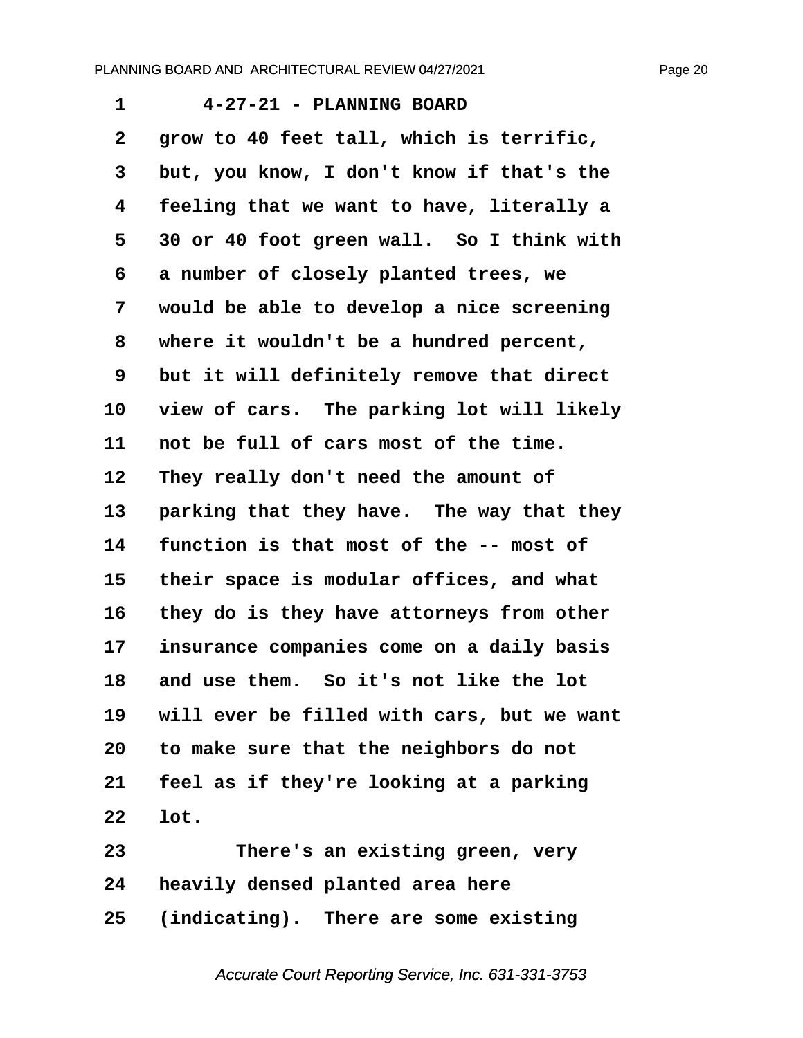4-27-21 - PLANNING BOARD

grow to 40 feet tall, which is terrific, but, you know, I don't know if that's the feeling that we want to have, literally a 30 or 40 foot green wall. So I think with a number of closely planted trees, we would be able to develop a nice screening where it wouldn't be a hundred percent, but it will definitely remove that direct view of cars. The parking lot will likely not be full of cars most of the time. They really don't need the amount of parking that they have. The way that they function is that most of the -- most of their space is modular offices, and what they do is they have attorneys from other insurance companies come on a daily basis and use them. So it's not like the lot will ever be filled with cars, but we want to make sure that the neighbors do not feel as if they're looking at a parking lot.

There's an existing green, very heavily densed planted area here (indicating). There are some existing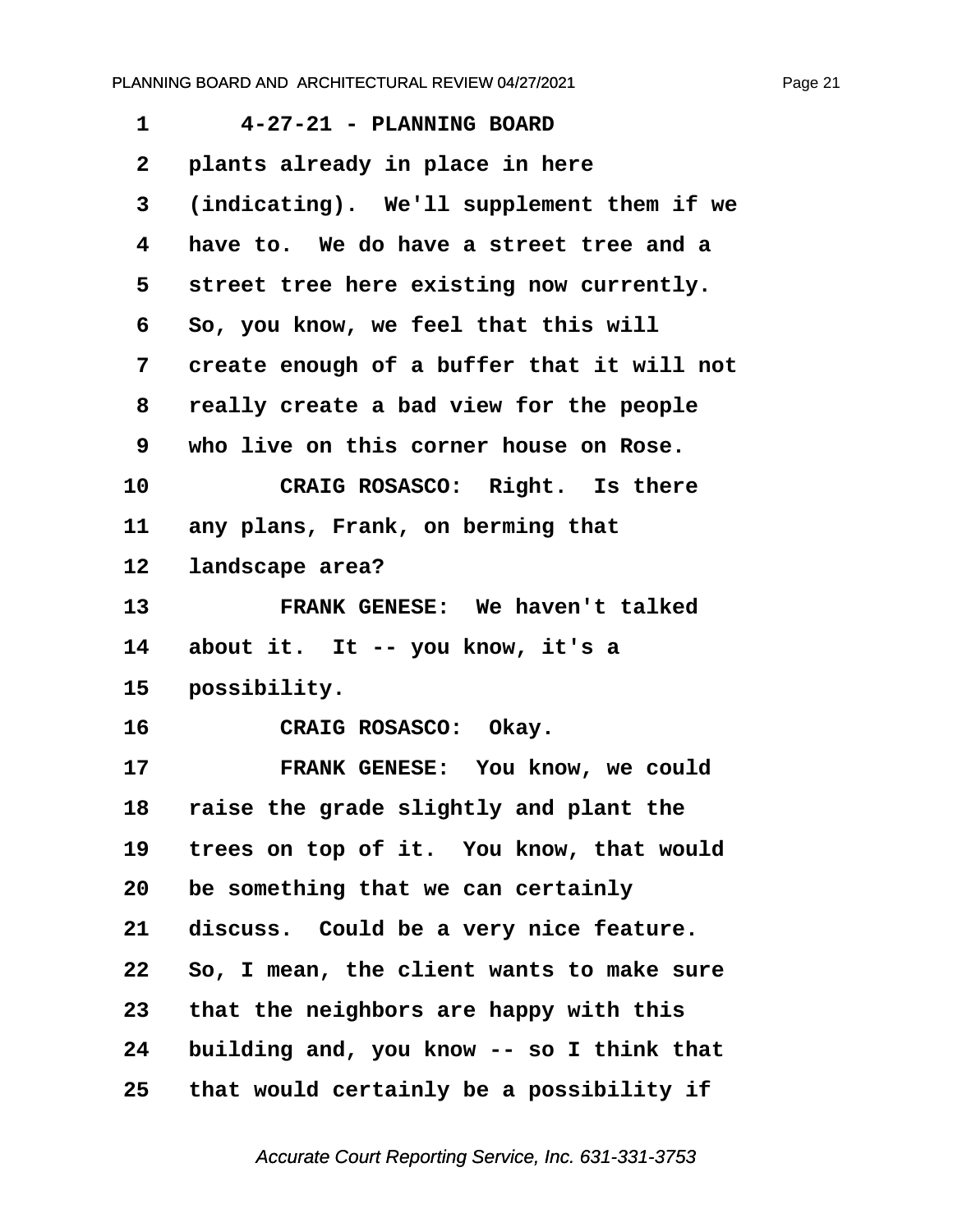1 4-27-21 - PLANNING BOARD

2 plants already in place in here

3 (indicating). We'll supplement them if we

4 have to. We do have a street tree and a

5 street tree here existing now currently.

6 So, you know, we feel that this will

7 create enough of a buffer that it will not

8 really create a bad view for the people

9 who live on this corner house on Rose.

10 CRAIG ROSASCO: Right. Is there

11 any plans, Frank, on berming that

12 landscape area?

13 FRANK GENESE: We haven't talked

14 about it. It -- you know, it's a

15 possibility.

16 CRAIG ROSASCO: Okay.

17 FRANK GENESE: You know, we could

18 raise the grade slightly and plant the

19 trees on top of it. You know, that would

20 be something that we can certainly

21 discuss. Could be a very nice feature.

22 So, I mean, the client wants to make sure

23 that the neighbors are happy with this

24 building and, you know -- so I think that

25 that would certainly be a possibility if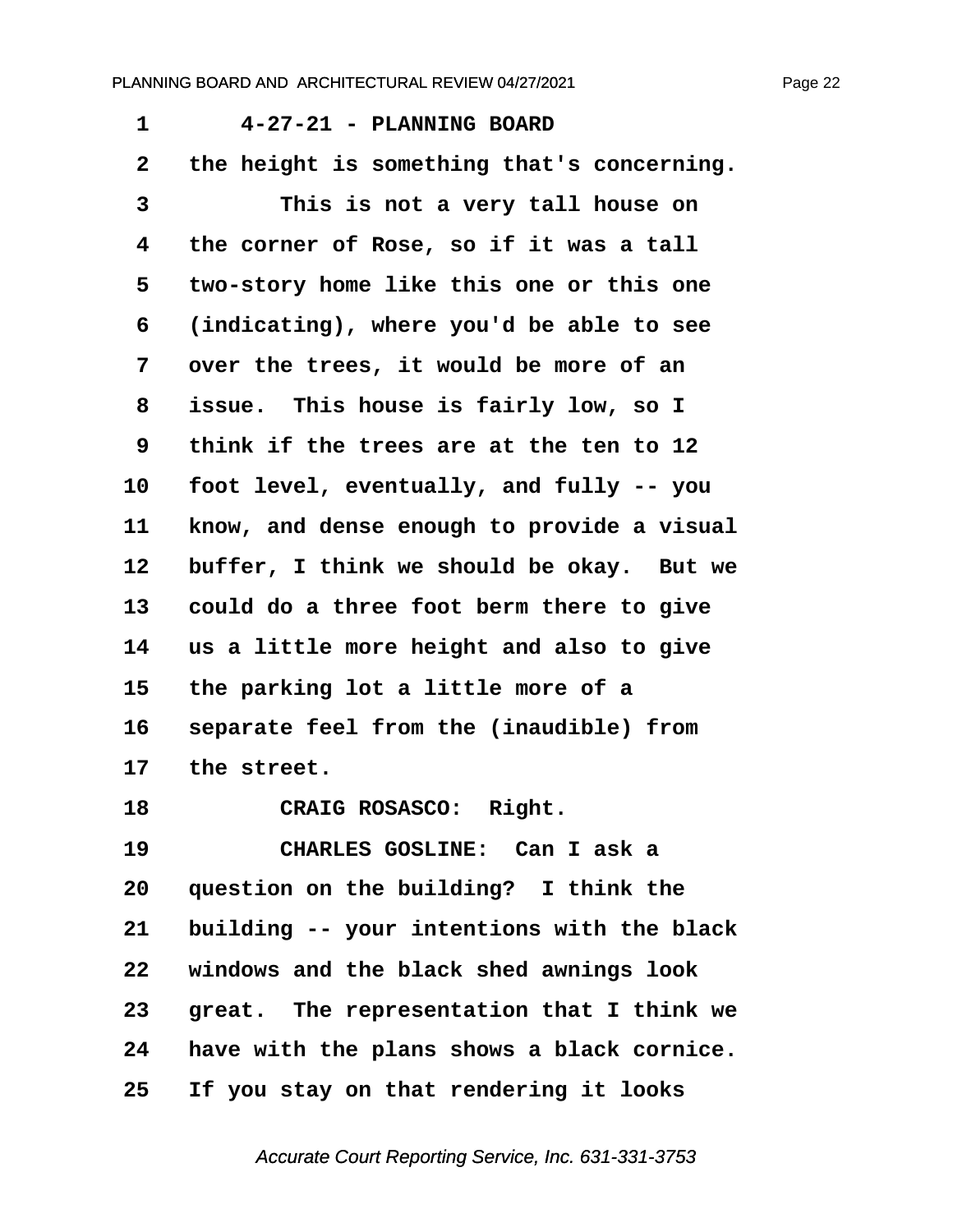1 4-27-21 - PLANNING BOARD
2 the height is something that's concerning.
3 This is not a very tall house on
4 the corner of Rose, so if it was a tall
5 two-story home like this one or this one
6 (indicating), where you'd be able to see
7 over the trees, it would be more of an
8 issue. This house is fairly low, so I
9 think if the trees are at the ten to 12
10 foot level, eventually, and fully -- you
11 know, and dense enough to provide a visual
12 buffer, I think we should be okay. But we
13 could do a three foot berm there to give
14 us a little more height and also to give
15 the parking lot a little more of a
16 separate feel from the (inaudible) from
17 the street.
18 CRAIG ROSASCO: Right.
19 CHARLES GOSLINE: Can I ask a
20 question on the building? I think the
21 building -- your intentions with the black
22 windows and the black shed awnings look
23 great. The representation that I think we
24 have with the plans shows a black cornice.
25 If you stay on that rendering it looks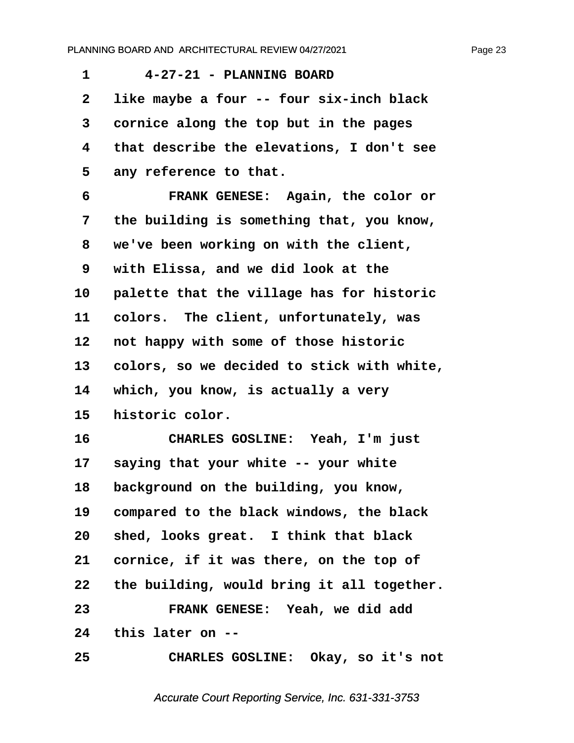4-27-21 - PLANNING BOARD

like maybe a four -- four six-inch black cornice along the top but in the pages that describe the elevations, I don't see any reference to that.

FRANK GENESE: Again, the color or the building is something that, you know, we've been working on with the client, with Elissa, and we did look at the palette that the village has for historic colors. The client, unfortunately, was not happy with some of those historic colors, so we decided to stick with white, which, you know, is actually a very historic color.

CHARLES GOSLINE: Yeah, I'm just saying that your white -- your white background on the building, you know, compared to the black windows, the black shed, looks great. I think that black cornice, if it was there, on the top of the building, would bring it all together.

FRANK GENESE: Yeah, we did add this later on --

CHARLES GOSLINE: Okay, so it's not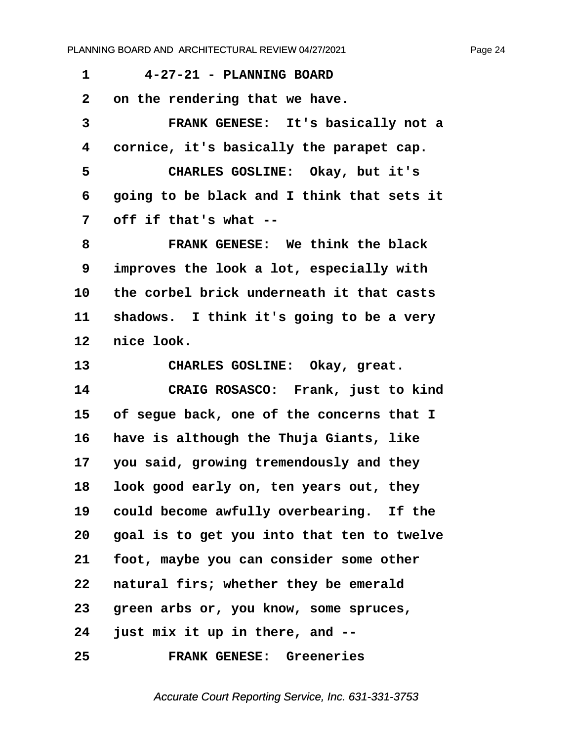1 4-27-21 - PLANNING BOARD

2 on the rendering that we have.

3 FRANK GENESE: It's basically not a

4 cornice, it's basically the parapet cap.

5 CHARLES GOSLINE: Okay, but it's

6 going to be black and I think that sets it

7 off if that's what --

8 FRANK GENESE: We think the black

9 improves the look a lot, especially with

10 the corbel brick underneath it that casts

11 shadows. I think it's going to be a very

12 nice look.

13 CHARLES GOSLINE: Okay, great.

14 CRAIG ROSASCO: Frank, just to kind

15 of segue back, one of the concerns that I

16 have is although the Thuja Giants, like

17 you said, growing tremendously and they

18 look good early on, ten years out, they

19 could become awfully overbearing. If the

20 goal is to get you into that ten to twelve

21 foot, maybe you can consider some other

22 natural firs; whether they be emerald

23 green arbs or, you know, some spruces,

24 just mix it up in there, and --

25 FRANK GENESE: Greeneries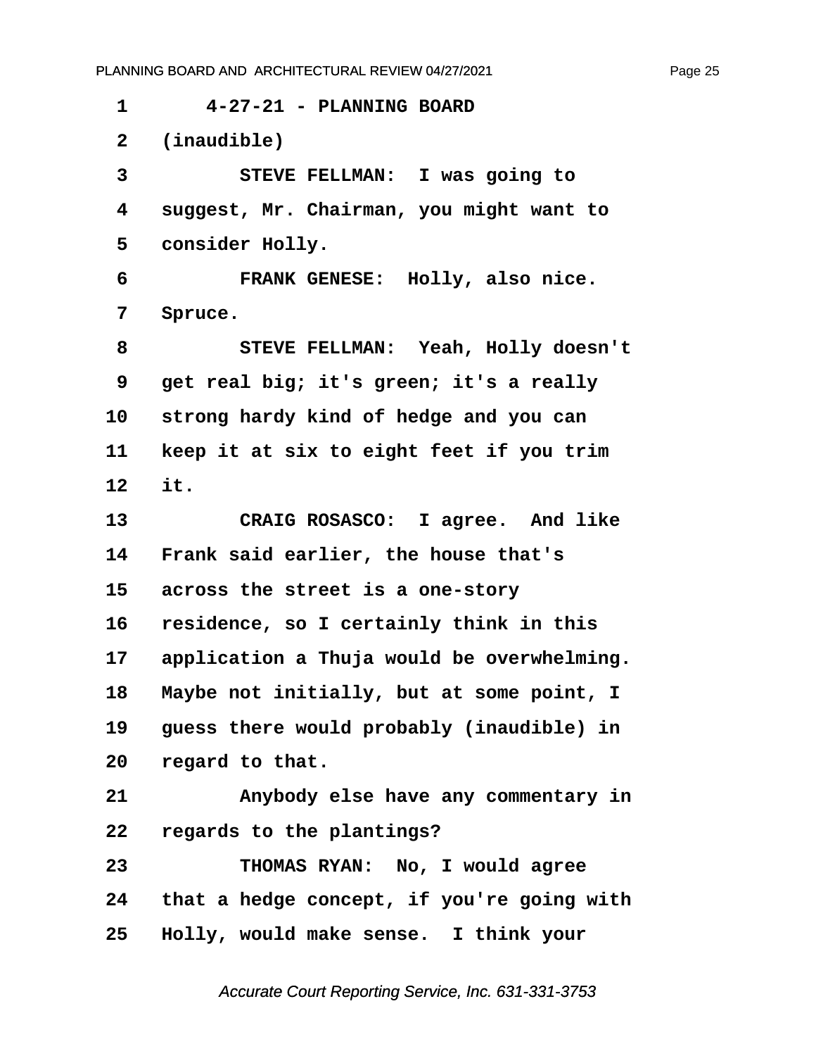4-27-21 - PLANNING BOARD

(inaudible)

STEVE FELLMAN: I was going to suggest, Mr. Chairman, you might want to consider Holly.

FRANK GENESE: Holly, also nice. Spruce.

STEVE FELLMAN: Yeah, Holly doesn't get real big; it's green; it's a really strong hardy kind of hedge and you can keep it at six to eight feet if you trim it.

CRAIG ROSASCO: I agree. And like Frank said earlier, the house that's across the street is a one-story residence, so I certainly think in this application a Thuja would be overwhelming. Maybe not initially, but at some point, I guess there would probably (inaudible) in regard to that.

Anybody else have any commentary in regards to the plantings?

THOMAS RYAN: No, I would agree that a hedge concept, if you're going with Holly, would make sense. I think your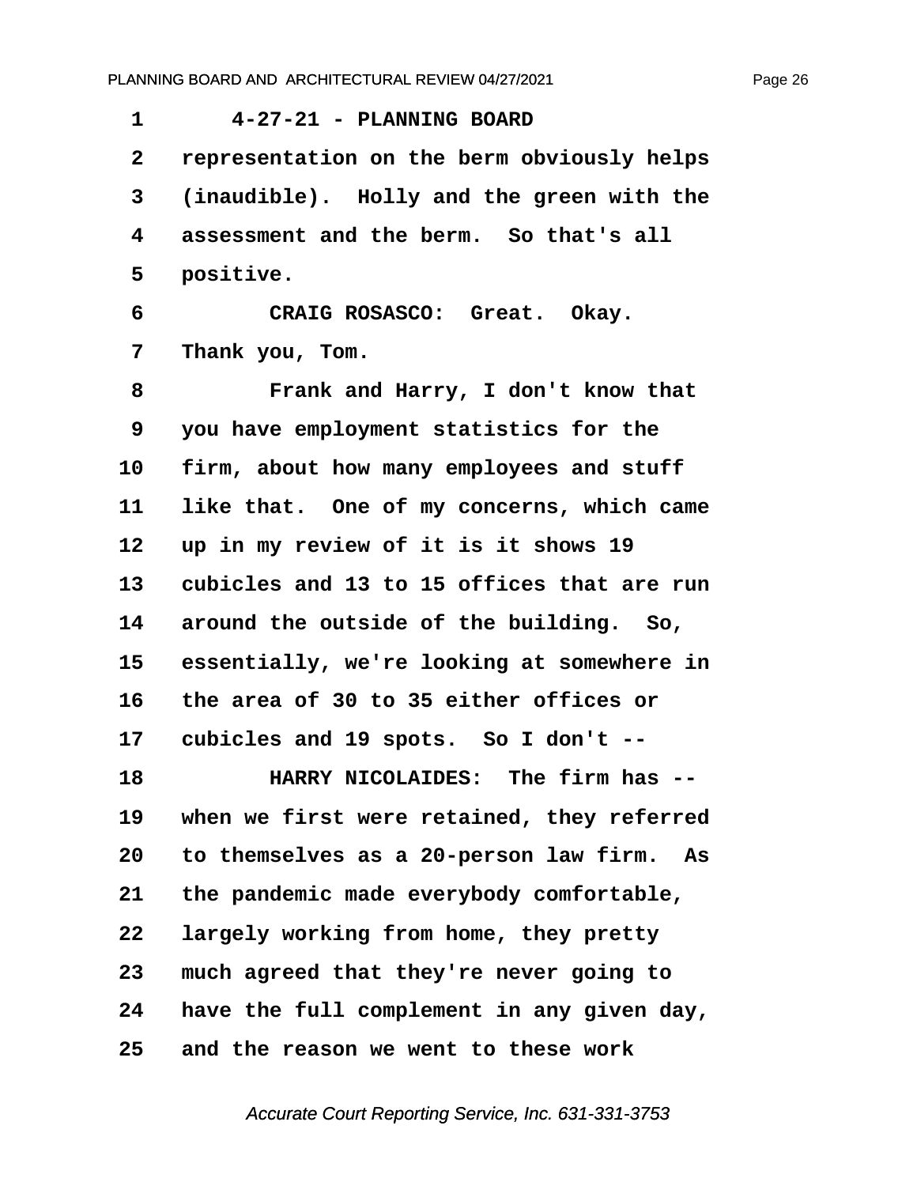4-27-21 - PLANNING BOARD

representation on the berm obviously helps (inaudible). Holly and the green with the assessment and the berm. So that's all positive.

CRAIG ROSASCO: Great. Okay. Thank you, Tom.

Frank and Harry, I don't know that you have employment statistics for the firm, about how many employees and stuff like that. One of my concerns, which came up in my review of it is it shows 19 cubicles and 13 to 15 offices that are run around the outside of the building. So, essentially, we're looking at somewhere in the area of 30 to 35 either offices or cubicles and 19 spots. So I don't --

HARRY NICOLAIDES: The firm has -- when we first were retained, they referred to themselves as a 20-person law firm. As the pandemic made everybody comfortable, largely working from home, they pretty much agreed that they're never going to have the full complement in any given day, and the reason we went to these work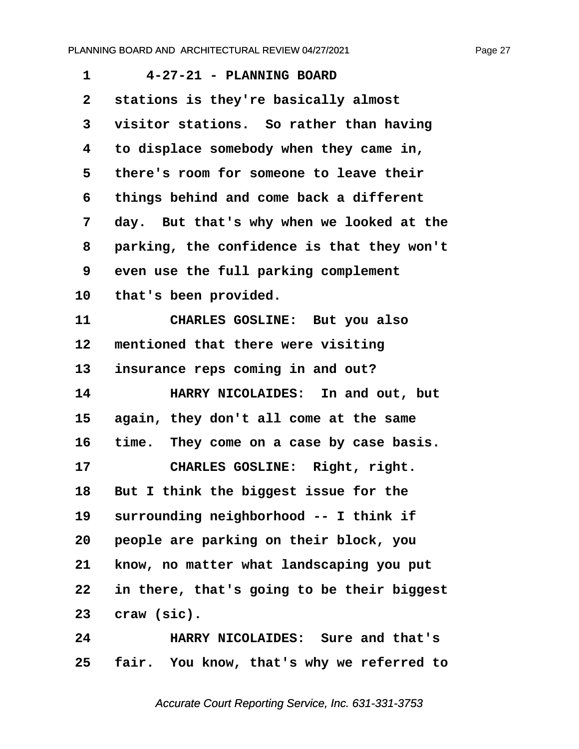1 4-27-21 - PLANNING BOARD

2 stations is they're basically almost

3 visitor stations. So rather than having

4 to displace somebody when they came in,

5 there's room for someone to leave their

6 things behind and come back a different

7 day. But that's why when we looked at the

8 parking, the confidence is that they won't

9 even use the full parking complement

10 that's been provided.

11 CHARLES GOSLINE: But you also

12 mentioned that there were visiting

13 insurance reps coming in and out?

14 HARRY NICOLAIDES: In and out, but

15 again, they don't all come at the same

16 time. They come on a case by case basis.

17 CHARLES GOSLINE: Right, right.

18 But I think the biggest issue for the

19 surrounding neighborhood -- I think if

20 people are parking on their block, you

21 know, no matter what landscaping you put

22 in there, that's going to be their biggest

23 craw (sic).

24 HARRY NICOLAIDES: Sure and that's

25 fair. You know, that's why we referred to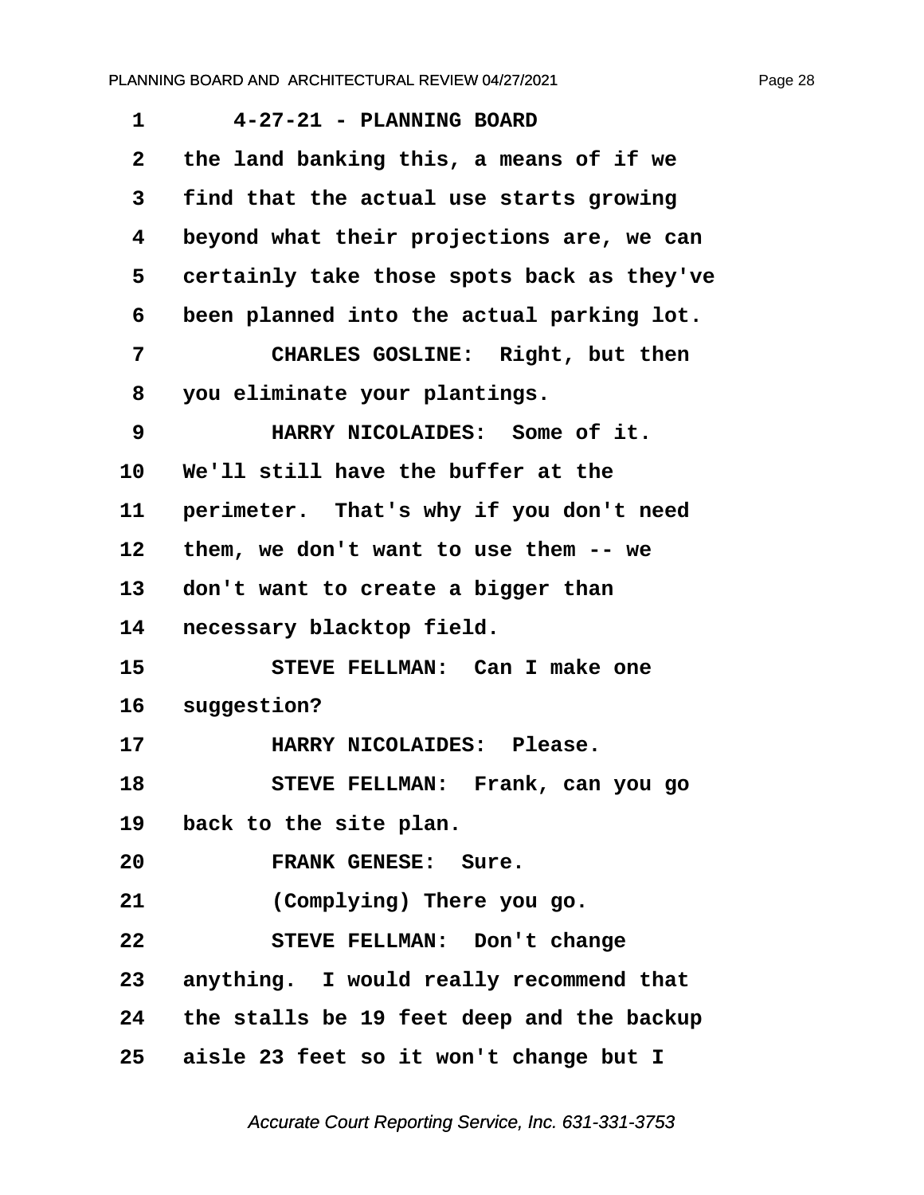1 4-27-21 - PLANNING BOARD

2 the land banking this, a means of if we

3 find that the actual use starts growing

4 beyond what their projections are, we can

5 certainly take those spots back as they've

6 been planned into the actual parking lot.

7 CHARLES GOSLINE: Right, but then

8 you eliminate your plantings.

9 HARRY NICOLAIDES: Some of it.

10 We'll still have the buffer at the

11 perimeter. That's why if you don't need

12 them, we don't want to use them -- we

13 don't want to create a bigger than

14 necessary blacktop field.

15 STEVE FELLMAN: Can I make one

16 suggestion?

17 HARRY NICOLAIDES: Please.

18 STEVE FELLMAN: Frank, can you go

19 back to the site plan.

20 FRANK GENESE: Sure.

21 (Complying) There you go.

22 STEVE FELLMAN: Don't change

23 anything. I would really recommend that

24 the stalls be 19 feet deep and the backup

25 aisle 23 feet so it won't change but I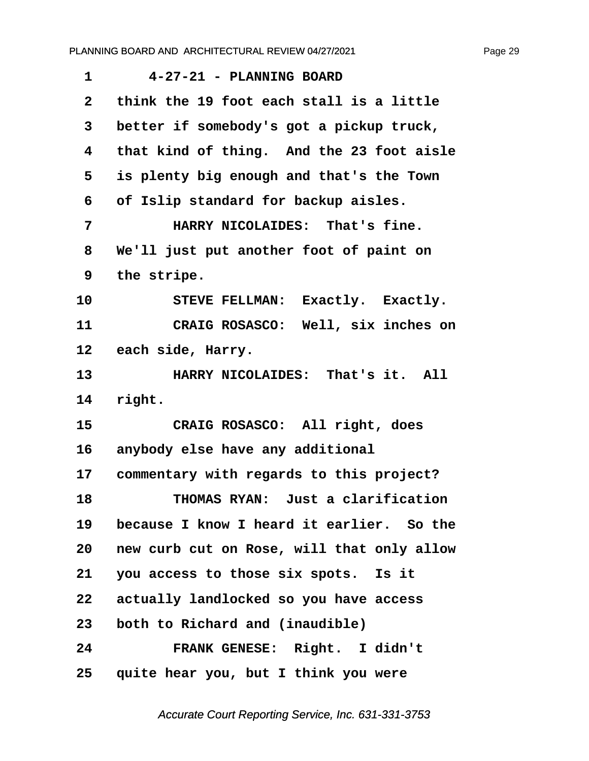4-27-21 - PLANNING BOARD

think the 19 foot each stall is a little better if somebody's got a pickup truck, that kind of thing. And the 23 foot aisle is plenty big enough and that's the Town of Islip standard for backup aisles.

HARRY NICOLAIDES: That's fine. We'll just put another foot of paint on the stripe.

STEVE FELLMAN: Exactly. Exactly.

CRAIG ROSASCO: Well, six inches on each side, Harry.

HARRY NICOLAIDES: That's it. All right.

CRAIG ROSASCO: All right, does anybody else have any additional commentary with regards to this project?

THOMAS RYAN: Just a clarification because I know I heard it earlier. So the new curb cut on Rose, will that only allow you access to those six spots. Is it actually landlocked so you have access both to Richard and (inaudible)

FRANK GENESE: Right. I didn't quite hear you, but I think you were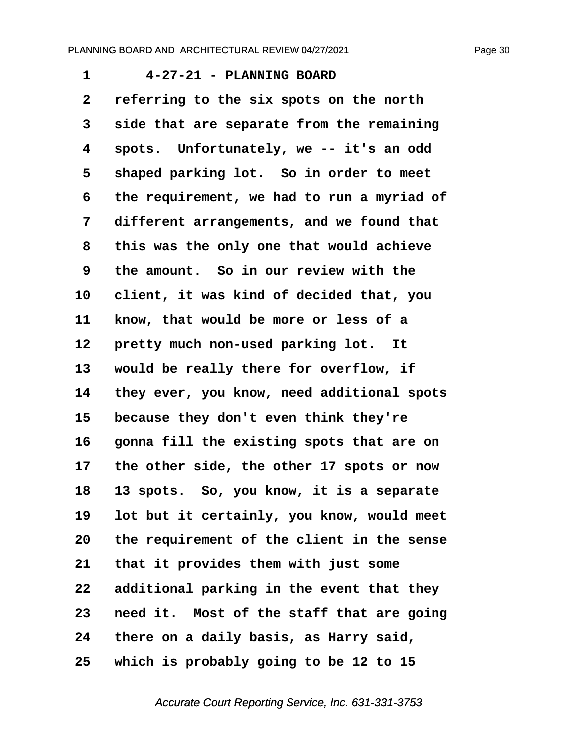1 4-27-21 - PLANNING BOARD

2 referring to the six spots on the north

3 side that are separate from the remaining

4 spots. Unfortunately, we -- it's an odd

5 shaped parking lot. So in order to meet

6 the requirement, we had to run a myriad of

7 different arrangements, and we found that

8 this was the only one that would achieve

9 the amount. So in our review with the

10 client, it was kind of decided that, you

11 know, that would be more or less of a

12 pretty much non-used parking lot. It

13 would be really there for overflow, if

14 they ever, you know, need additional spots

15 because they don't even think they're

16 gonna fill the existing spots that are on

17 the other side, the other 17 spots or now

18 13 spots. So, you know, it is a separate

19 lot but it certainly, you know, would meet

20 the requirement of the client in the sense

21 that it provides them with just some

22 additional parking in the event that they

23 need it. Most of the staff that are going

24 there on a daily basis, as Harry said,

25 which is probably going to be 12 to 15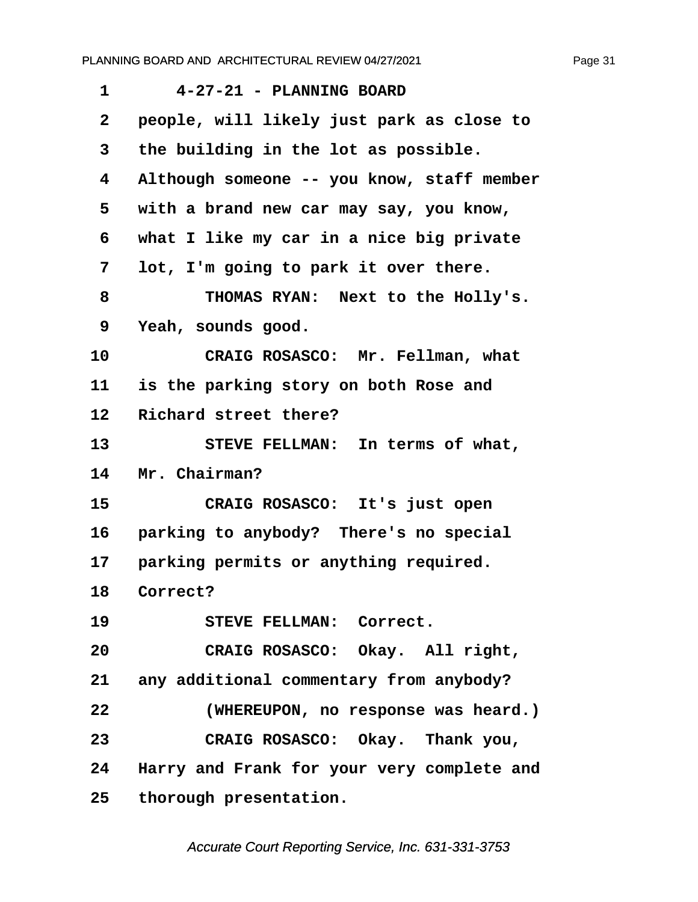4-27-21 - PLANNING BOARD

people, will likely just park as close to the building in the lot as possible. Although someone -- you know, staff member with a brand new car may say, you know, what I like my car in a nice big private lot, I'm going to park it over there.

THOMAS RYAN: Next to the Holly's. Yeah, sounds good.

CRAIG ROSASCO: Mr. Fellman, what is the parking story on both Rose and Richard street there?

STEVE FELLMAN: In terms of what, Mr. Chairman?

CRAIG ROSASCO: It's just open parking to anybody? There's no special parking permits or anything required. Correct?

STEVE FELLMAN: Correct.

CRAIG ROSASCO: Okay. All right, any additional commentary from anybody?

(WHEREUPON, no response was heard.)

CRAIG ROSASCO: Okay. Thank you, Harry and Frank for your very complete and thorough presentation.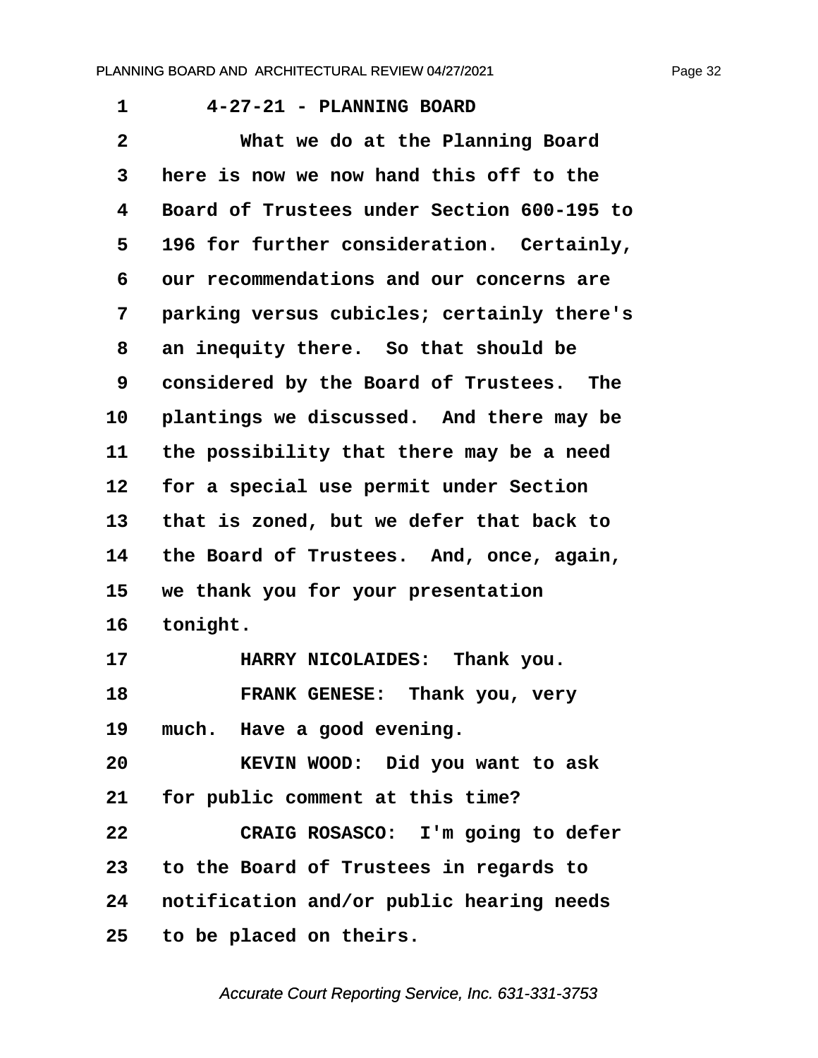1 4-27-21 - PLANNING BOARD

2 What we do at the Planning Board

3 here is now we now hand this off to the

4 Board of Trustees under Section 600-195 to

5 196 for further consideration. Certainly,

6 our recommendations and our concerns are

7 parking versus cubicles; certainly there's

8 an inequity there. So that should be

9 considered by the Board of Trustees. The

10 plantings we discussed. And there may be

11 the possibility that there may be a need

12 for a special use permit under Section

13 that is zoned, but we defer that back to

14 the Board of Trustees. And, once, again,

15 we thank you for your presentation

16 tonight.

17 HARRY NICOLAIDES: Thank you.

18 FRANK GENESE: Thank you, very

19 much. Have a good evening.

20 KEVIN WOOD: Did you want to ask

21 for public comment at this time?

22 CRAIG ROSASCO: I'm going to defer

23 to the Board of Trustees in regards to

24 notification and/or public hearing needs

25 to be placed on theirs.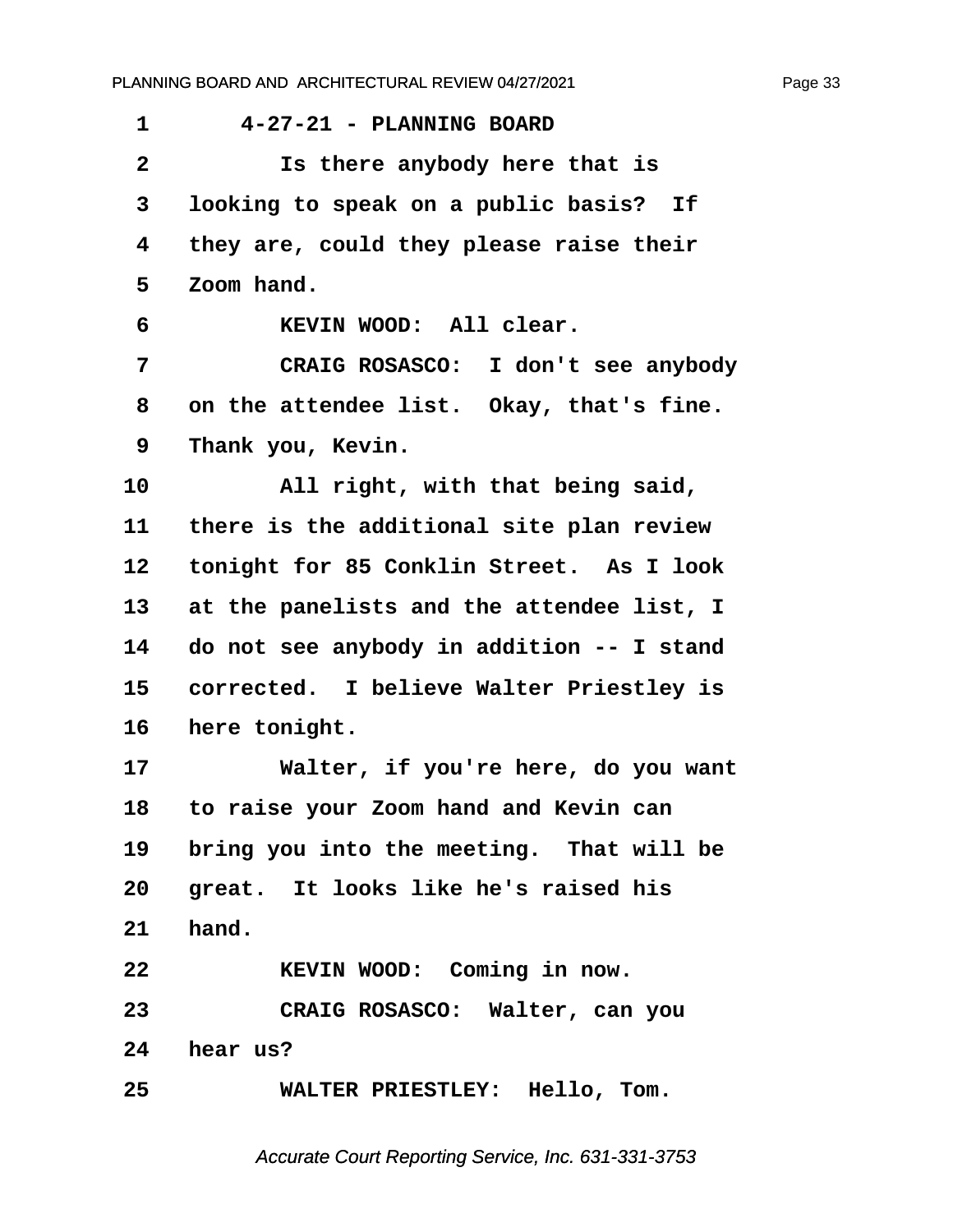4-27-21 - PLANNING BOARD

Is there anybody here that is looking to speak on a public basis? If they are, could they please raise their Zoom hand.

KEVIN WOOD: All clear.

CRAIG ROSASCO: I don't see anybody on the attendee list. Okay, that's fine. Thank you, Kevin.

All right, with that being said, there is the additional site plan review tonight for 85 Conklin Street. As I look at the panelists and the attendee list, I do not see anybody in addition -- I stand corrected. I believe Walter Priestley is here tonight.

Walter, if you're here, do you want to raise your Zoom hand and Kevin can bring you into the meeting. That will be great. It looks like he's raised his hand.

KEVIN WOOD: Coming in now.

CRAIG ROSASCO: Walter, can you hear us?

WALTER PRIESTLEY: Hello, Tom.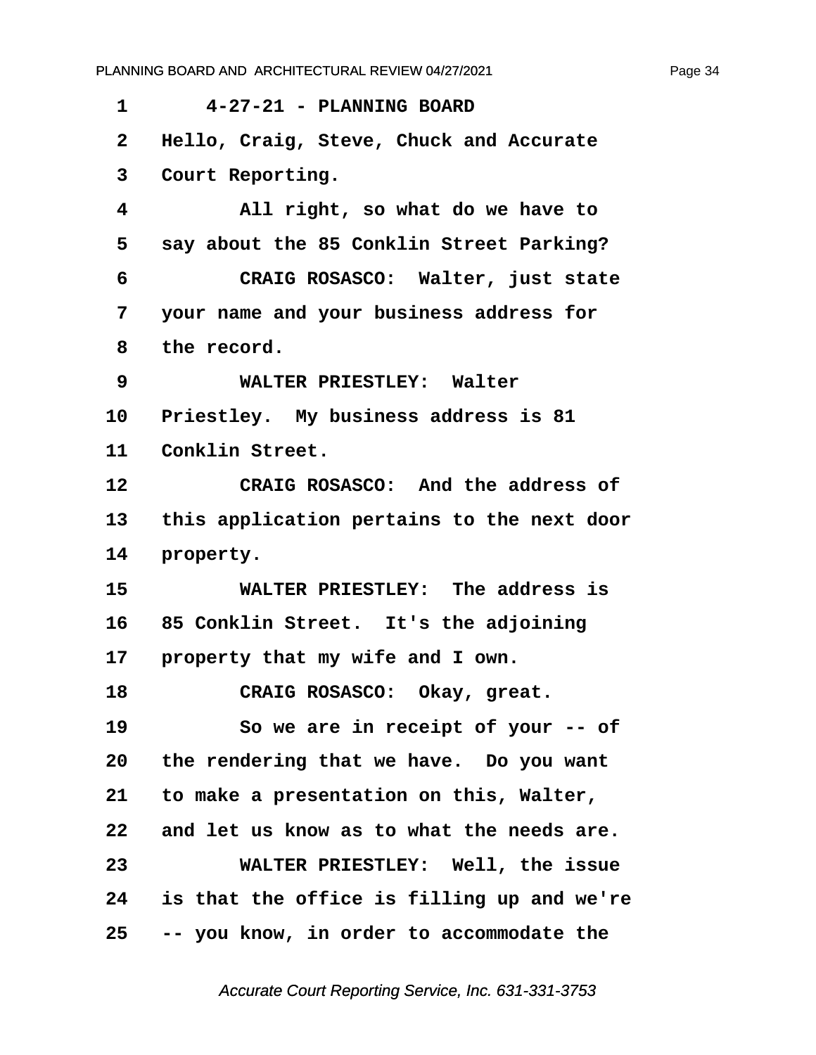1 4-27-21 - PLANNING BOARD
2 Hello, Craig, Steve, Chuck and Accurate
3 Court Reporting.
4 All right, so what do we have to
5 say about the 85 Conklin Street Parking?
6 CRAIG ROSASCO: Walter, just state
7 your name and your business address for
8 the record.
9 WALTER PRIESTLEY: Walter
10 Priestley. My business address is 81
11 Conklin Street.
12 CRAIG ROSASCO: And the address of
13 this application pertains to the next door
14 property.
15 WALTER PRIESTLEY: The address is
16 85 Conklin Street. It's the adjoining
17 property that my wife and I own.
18 CRAIG ROSASCO: Okay, great.
19 So we are in receipt of your -- of
20 the rendering that we have. Do you want
21 to make a presentation on this, Walter,
22 and let us know as to what the needs are.
23 WALTER PRIESTLEY: Well, the issue
24 is that the office is filling up and we're
25 -- you know, in order to accommodate the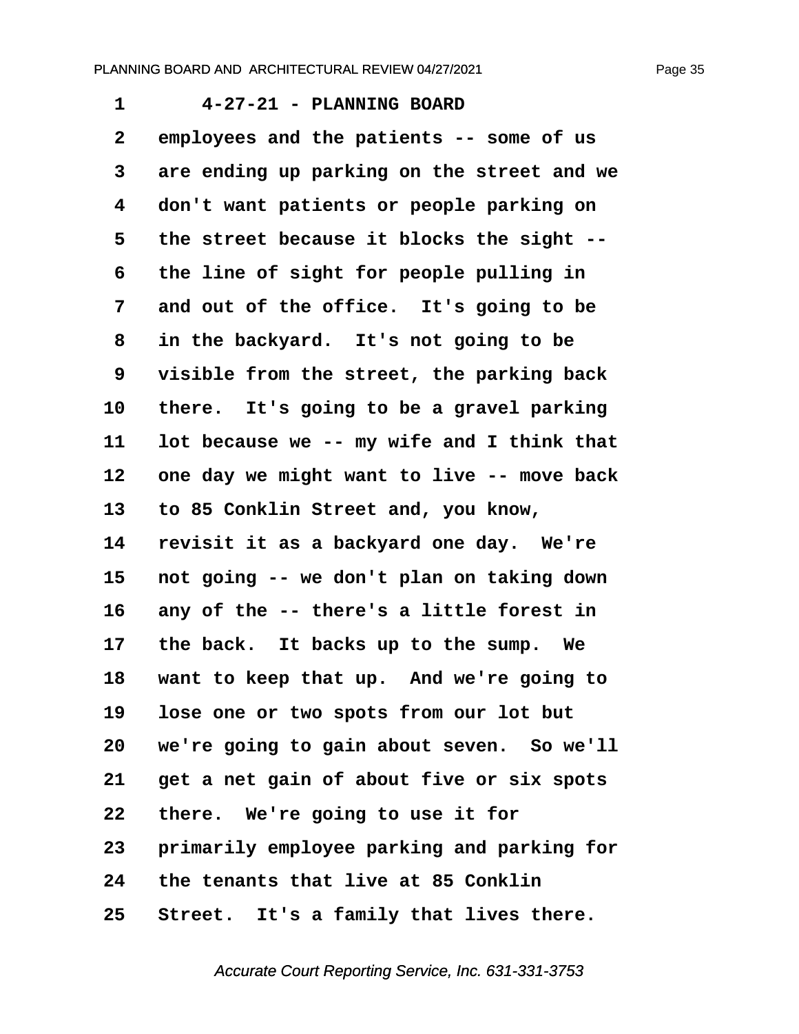4-27-21 - PLANNING BOARD

employees and the patients -- some of us are ending up parking on the street and we don't want patients or people parking on the street because it blocks the sight -- the line of sight for people pulling in and out of the office. It's going to be in the backyard. It's not going to be visible from the street, the parking back there. It's going to be a gravel parking lot because we -- my wife and I think that one day we might want to live -- move back to 85 Conklin Street and, you know, revisit it as a backyard one day. We're not going -- we don't plan on taking down any of the -- there's a little forest in the back. It backs up to the sump. We want to keep that up. And we're going to lose one or two spots from our lot but we're going to gain about seven. So we'll get a net gain of about five or six spots there. We're going to use it for primarily employee parking and parking for the tenants that live at 85 Conklin Street. It's a family that lives there.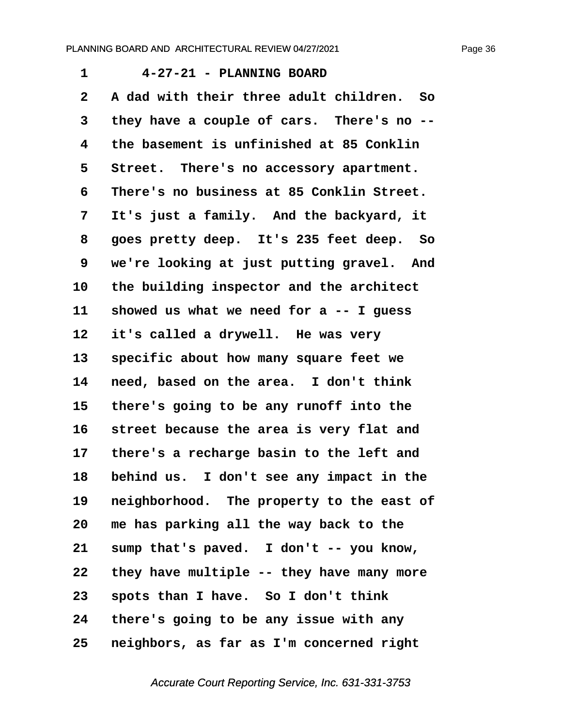1 4-27-21 - PLANNING BOARD

2 A dad with their three adult children. So

3 they have a couple of cars. There's no --

4 the basement is unfinished at 85 Conklin

5 Street. There's no accessory apartment.

6 There's no business at 85 Conklin Street.

7 It's just a family. And the backyard, it

8 goes pretty deep. It's 235 feet deep. So

9 we're looking at just putting gravel. And

10 the building inspector and the architect

11 showed us what we need for a -- I guess

12 it's called a drywell. He was very

13 specific about how many square feet we

14 need, based on the area. I don't think

15 there's going to be any runoff into the

16 street because the area is very flat and

17 there's a recharge basin to the left and

18 behind us. I don't see any impact in the

19 neighborhood. The property to the east of

20 me has parking all the way back to the

21 sump that's paved. I don't -- you know,

22 they have multiple -- they have many more

23 spots than I have. So I don't think

24 there's going to be any issue with any

25 neighbors, as far as I'm concerned right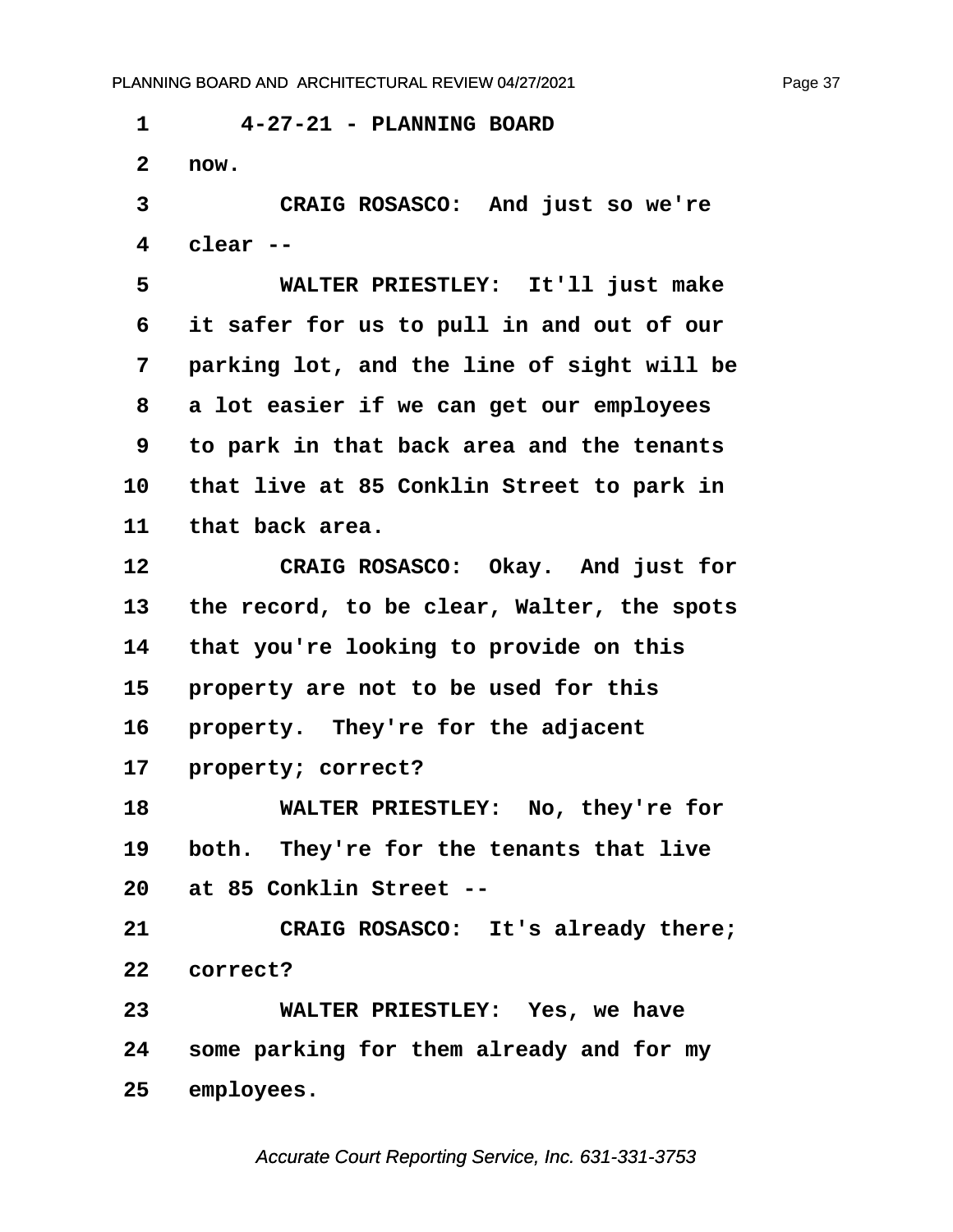4-27-21 - PLANNING BOARD

now.

CRAIG ROSASCO: And just so we're clear --

WALTER PRIESTLEY: It'll just make it safer for us to pull in and out of our parking lot, and the line of sight will be a lot easier if we can get our employees to park in that back area and the tenants that live at 85 Conklin Street to park in that back area.

CRAIG ROSASCO: Okay. And just for the record, to be clear, Walter, the spots that you're looking to provide on this property are not to be used for this property. They're for the adjacent property; correct?

WALTER PRIESTLEY: No, they're for both. They're for the tenants that live at 85 Conklin Street --

CRAIG ROSASCO: It's already there; correct?

WALTER PRIESTLEY: Yes, we have some parking for them already and for my employees.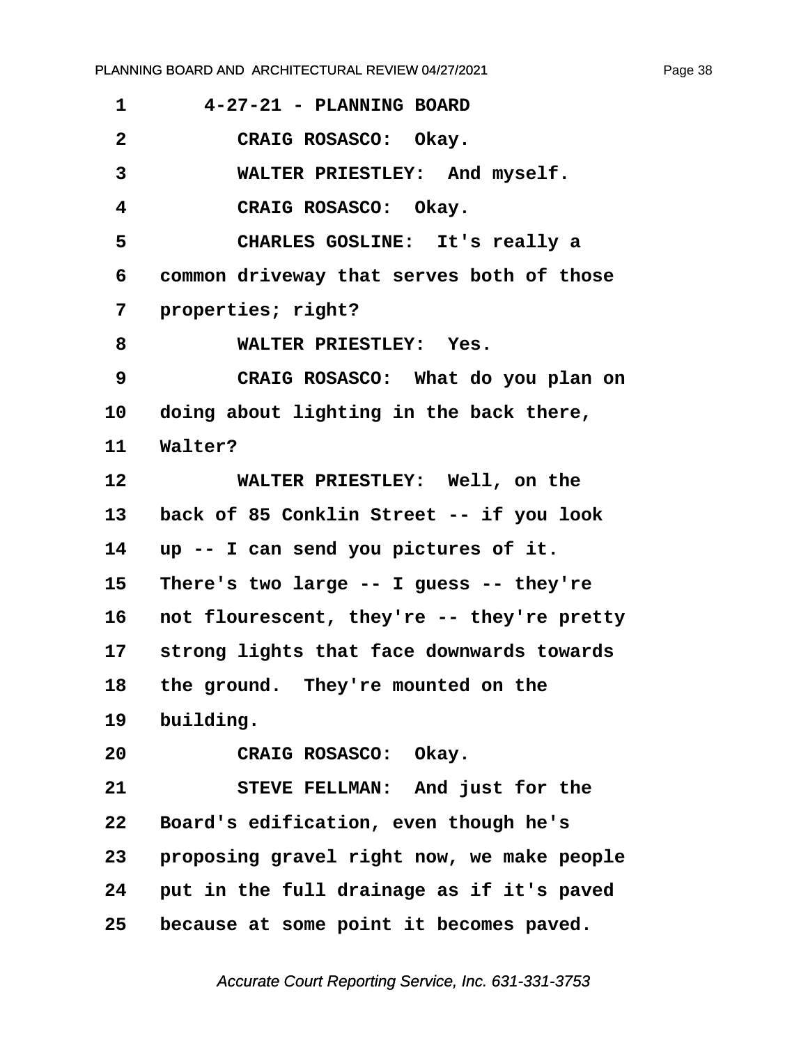1 4-27-21 - PLANNING BOARD

2 CRAIG ROSASCO: Okay.

3 WALTER PRIESTLEY: And myself.

4 CRAIG ROSASCO: Okay.

5 CHARLES GOSLINE: It's really a

6 common driveway that serves both of those

7 properties; right?

8 WALTER PRIESTLEY: Yes.

9 CRAIG ROSASCO: What do you plan on

10 doing about lighting in the back there,

11 Walter?

12 WALTER PRIESTLEY: Well, on the

13 back of 85 Conklin Street -- if you look

14 up -- I can send you pictures of it.

15 There's two large -- I guess -- they're

16 not flourescent, they're -- they're pretty

17 strong lights that face downwards towards

18 the ground. They're mounted on the

19 building.

20 CRAIG ROSASCO: Okay.

21 STEVE FELLMAN: And just for the

22 Board's edification, even though he's

23 proposing gravel right now, we make people

24 put in the full drainage as if it's paved

25 because at some point it becomes paved.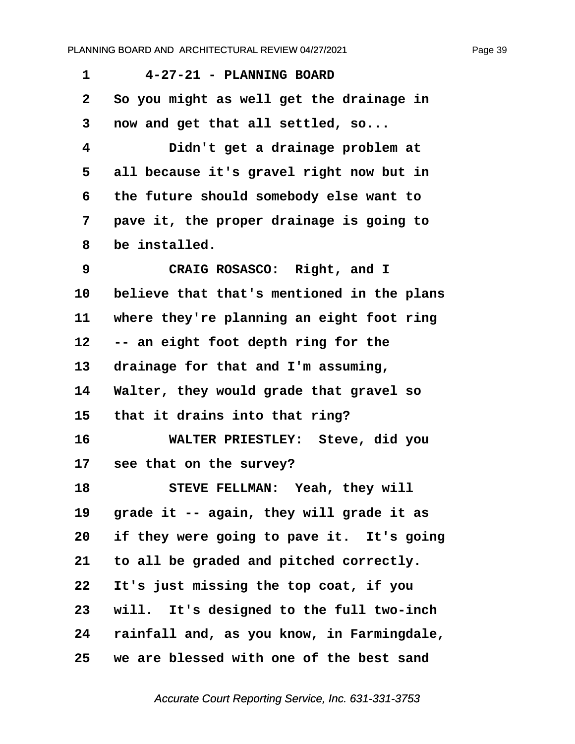1 4-27-21 - PLANNING BOARD

2 So you might as well get the drainage in

3 now and get that all settled, so...

4 Didn't get a drainage problem at

5 all because it's gravel right now but in

6 the future should somebody else want to

7 pave it, the proper drainage is going to

8 be installed.

9 CRAIG ROSASCO: Right, and I

10 believe that that's mentioned in the plans

11 where they're planning an eight foot ring

12 -- an eight foot depth ring for the

13 drainage for that and I'm assuming,

14 Walter, they would grade that gravel so

15 that it drains into that ring?

16 WALTER PRIESTLEY: Steve, did you

17 see that on the survey?

18 STEVE FELLMAN: Yeah, they will

19 grade it -- again, they will grade it as

20 if they were going to pave it. It's going

21 to all be graded and pitched correctly.

22 It's just missing the top coat, if you

23 will. It's designed to the full two-inch

24 rainfall and, as you know, in Farmingdale,

25 we are blessed with one of the best sand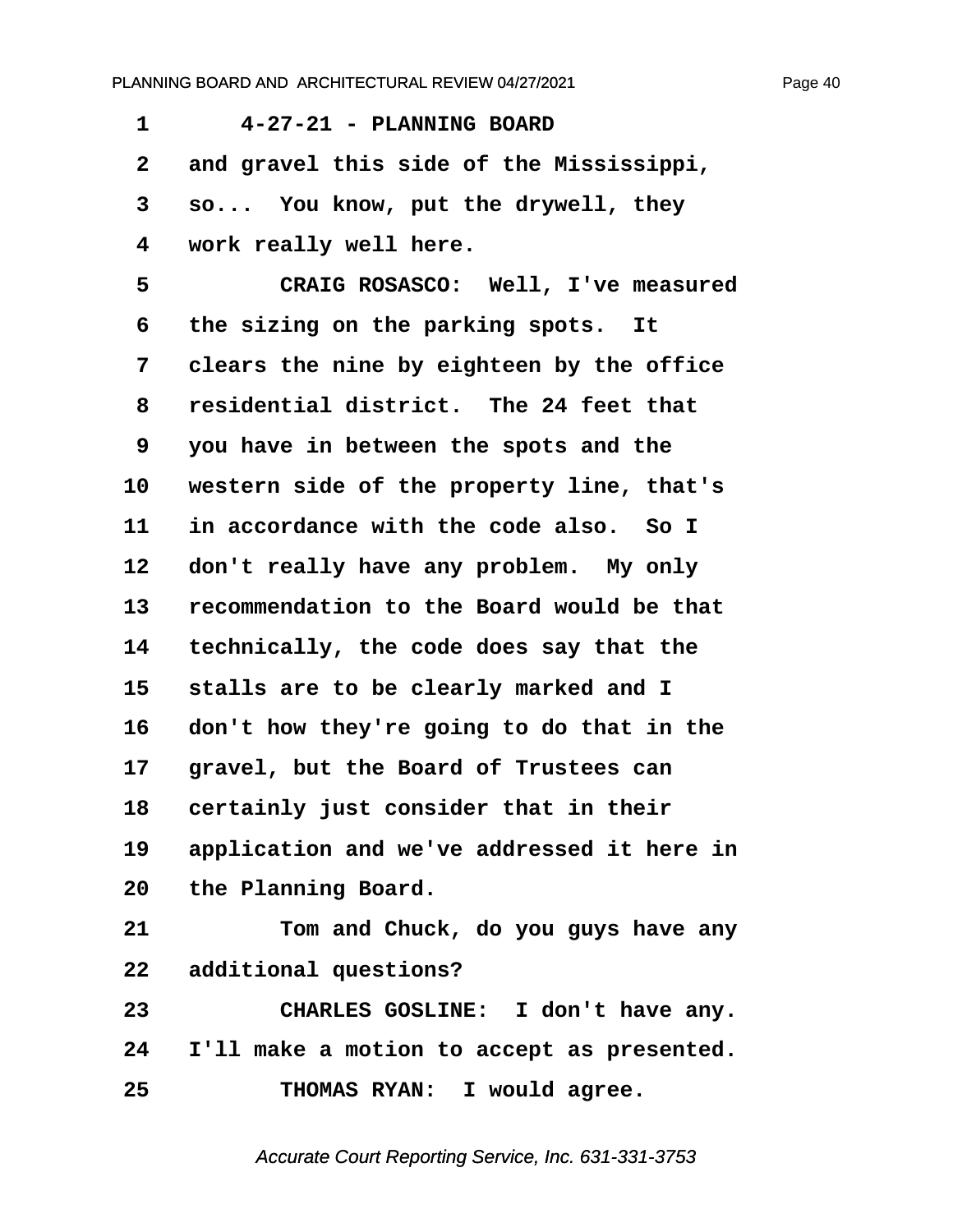1 4-27-21 - PLANNING BOARD

2 and gravel this side of the Mississippi,

3 so... You know, put the drywell, they

4 work really well here.

5 CRAIG ROSASCO: Well, I've measured

6 the sizing on the parking spots. It

7 clears the nine by eighteen by the office

8 residential district. The 24 feet that

9 you have in between the spots and the

10 western side of the property line, that's

11 in accordance with the code also. So I

12 don't really have any problem. My only

13 recommendation to the Board would be that

14 technically, the code does say that the

15 stalls are to be clearly marked and I

16 don't how they're going to do that in the

17 gravel, but the Board of Trustees can

18 certainly just consider that in their

19 application and we've addressed it here in

20 the Planning Board.

21 Tom and Chuck, do you guys have any

22 additional questions?

23 CHARLES GOSLINE: I don't have any.

24 I'll make a motion to accept as presented.

25 THOMAS RYAN: I would agree.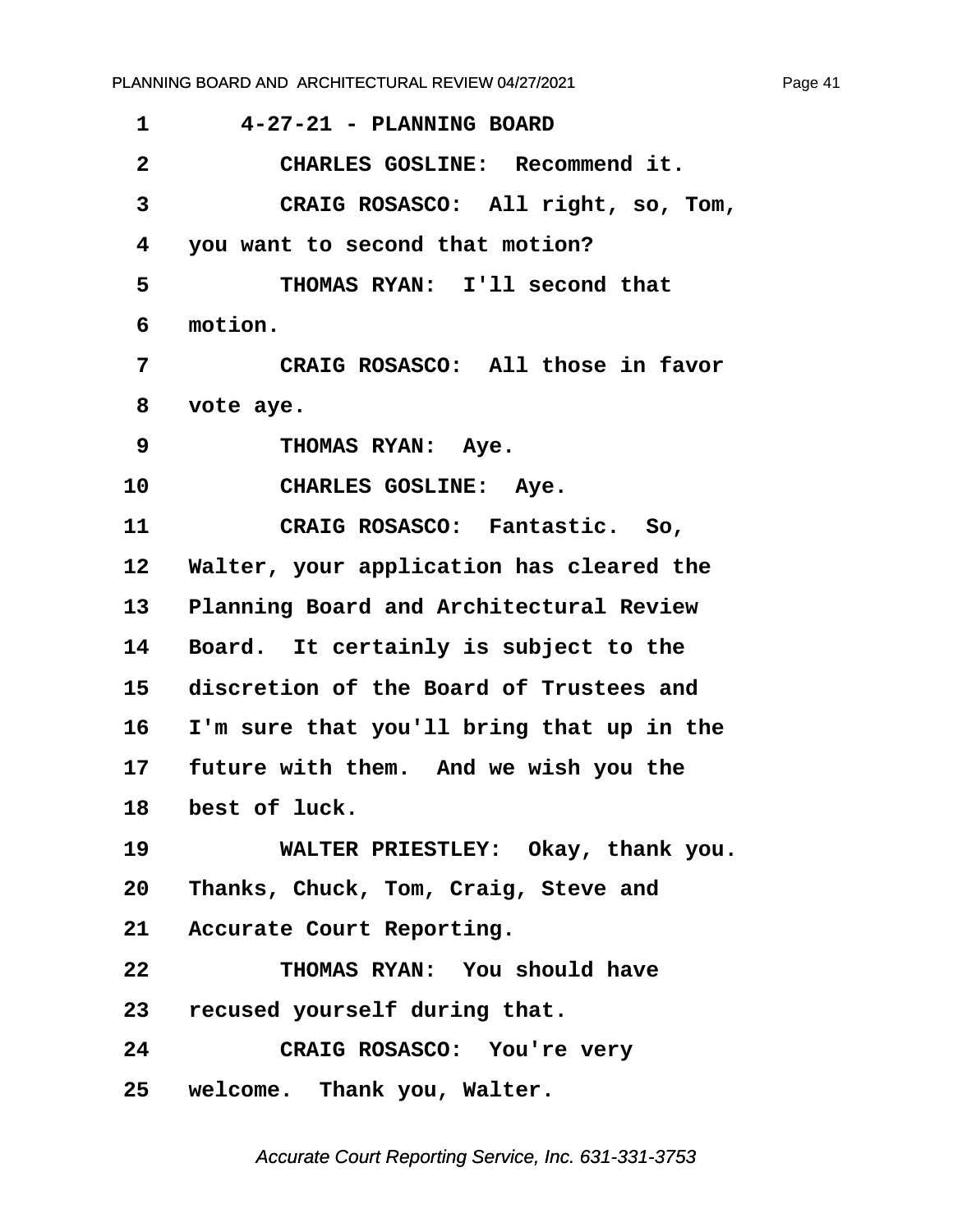1 4-27-21 - PLANNING BOARD

2 CHARLES GOSLINE: Recommend it.

3 CRAIG ROSASCO: All right, so, Tom,

4 you want to second that motion?

5 THOMAS RYAN: I'll second that

6 motion.

7 CRAIG ROSASCO: All those in favor

8 vote aye.

9 THOMAS RYAN: Aye.

10 CHARLES GOSLINE: Aye.

11 CRAIG ROSASCO: Fantastic. So,

12 Walter, your application has cleared the

13 Planning Board and Architectural Review

14 Board. It certainly is subject to the

15 discretion of the Board of Trustees and

16 I'm sure that you'll bring that up in the

17 future with them. And we wish you the

18 best of luck.

19 WALTER PRIESTLEY: Okay, thank you.

20 Thanks, Chuck, Tom, Craig, Steve and

21 Accurate Court Reporting.

22 THOMAS RYAN: You should have

23 recused yourself during that.

24 CRAIG ROSASCO: You're very

25 welcome. Thank you, Walter.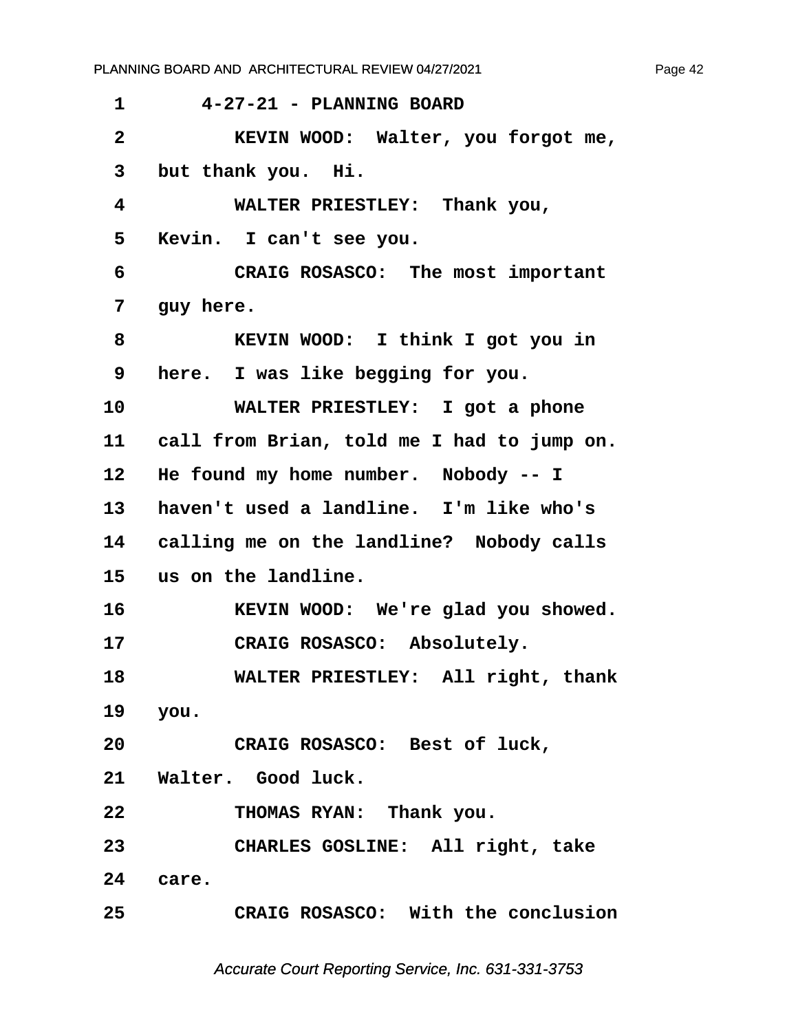1 4-27-21 - PLANNING BOARD

2 KEVIN WOOD: Walter, you forgot me,

3 but thank you. Hi.

4 WALTER PRIESTLEY: Thank you,

5 Kevin. I can't see you.

6 CRAIG ROSASCO: The most important

7 guy here.

8 KEVIN WOOD: I think I got you in

9 here. I was like begging for you.

10 WALTER PRIESTLEY: I got a phone

11 call from Brian, told me I had to jump on.

12 He found my home number. Nobody -- I

13 haven't used a landline. I'm like who's

14 calling me on the landline? Nobody calls

15 us on the landline.

16 KEVIN WOOD: We're glad you showed.

17 CRAIG ROSASCO: Absolutely.

18 WALTER PRIESTLEY: All right, thank

19 you.

20 CRAIG ROSASCO: Best of luck,

21 Walter. Good luck.

22 THOMAS RYAN: Thank you.

23 CHARLES GOSLINE: All right, take

24 care.

25 CRAIG ROSASCO: With the conclusion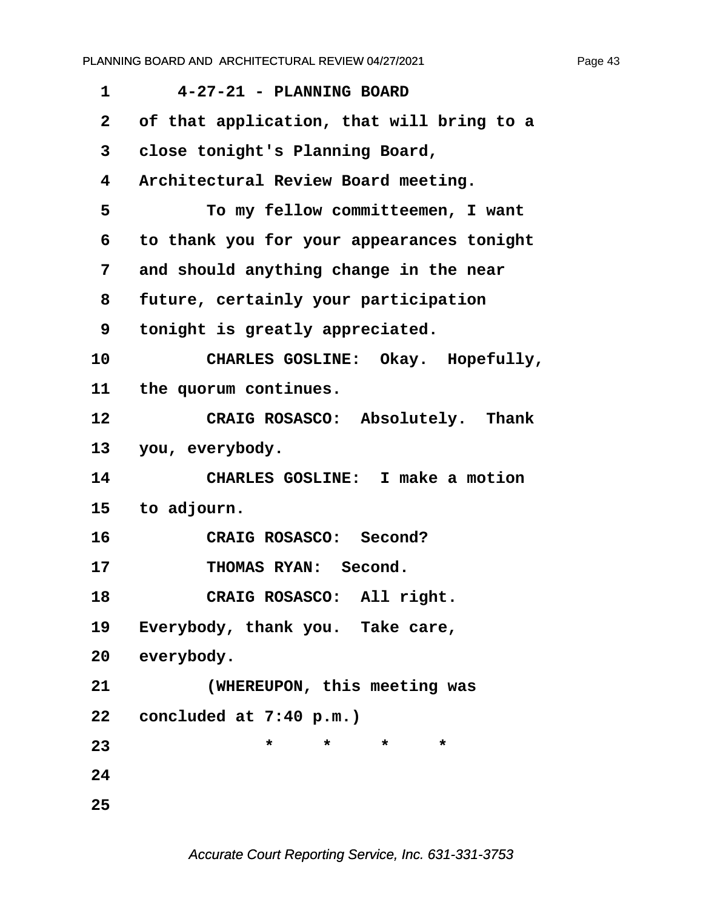1 4-27-21 - PLANNING BOARD
2 of that application, that will bring to a
3 close tonight's Planning Board,
4 Architectural Review Board meeting.
5 To my fellow committeemen, I want
6 to thank you for your appearances tonight
7 and should anything change in the near
8 future, certainly your participation
9 tonight is greatly appreciated.
10 CHARLES GOSLINE: Okay. Hopefully,
11 the quorum continues.
12 CRAIG ROSASCO: Absolutely. Thank
13 you, everybody.
14 CHARLES GOSLINE: I make a motion
15 to adjourn.
16 CRAIG ROSASCO: Second?
17 THOMAS RYAN: Second.
18 CRAIG ROSASCO: All right.
19 Everybody, thank you. Take care,
20 everybody.
21 (WHEREUPON, this meeting was
22 concluded at 7:40 p.m.)
23 * * * *
24
25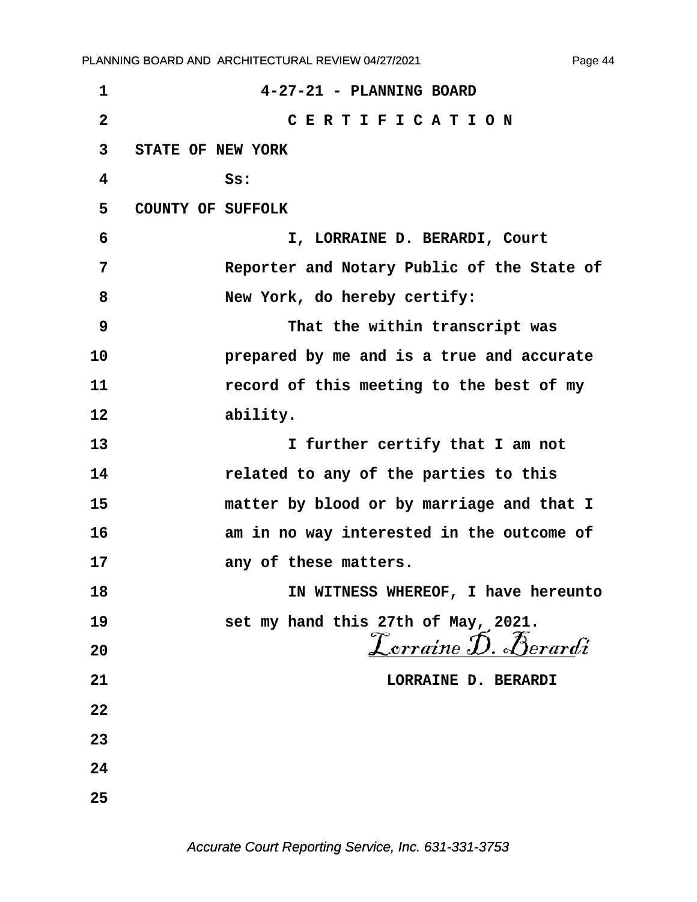4-27-21 - PLANNING BOARD

C E R T I F I C A T I O N

STATE OF NEW YORK

Ss:

COUNTY OF SUFFOLK

I, LORRAINE D. BERARDI, Court Reporter and Notary Public of the State of New York, do hereby certify:

That the within transcript was prepared by me and is a true and accurate record of this meeting to the best of my ability.

I further certify that I am not related to any of the parties to this matter by blood or by marriage and that I am in no way interested in the outcome of any of these matters.

IN WITNESS WHEREOF, I have hereunto set my hand this 27th of May, 2021.

*Lorraine D. Berardi*

LORRAINE D. BERARDI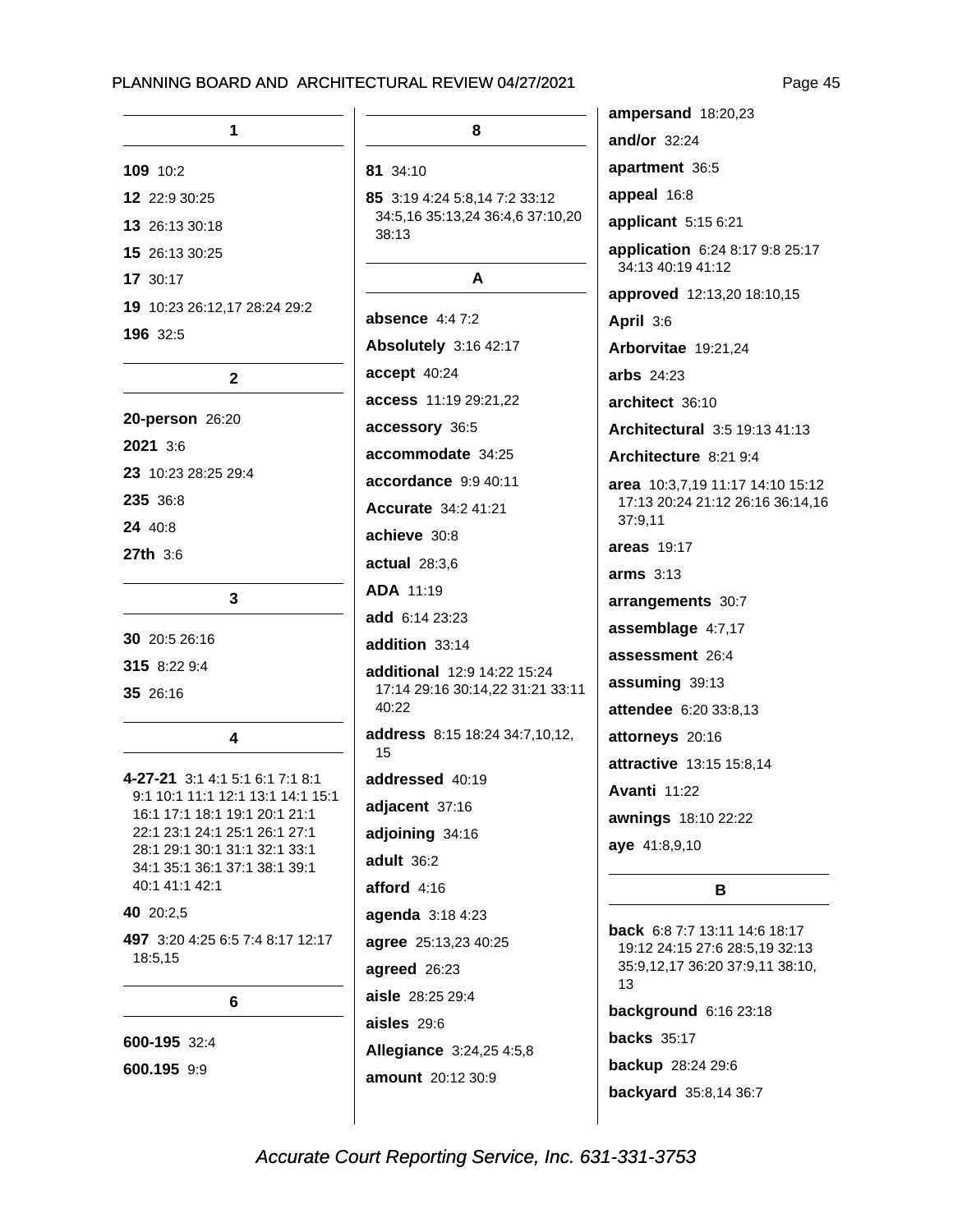## 1

**109** 10:2

**12** 22:9 30:25

**13** 26:13 30:18

**15** 26:13 30:25

**17** 30:17

**19** 10:23 26:12,17 28:24 29:2

**196** 32:5

## 2

**20-person** 26:20

**2021** 3:6

**23** 10:23 28:25 29:4

**235** 36:8

**24** 40:8

**27th** 3:6

## 3

**30** 20:5 26:16

**315** 8:22 9:4

**35** 26:16

## 4

**4-27-21** 3:1 4:1 5:1 6:1 7:1 8:1 9:1 10:1 11:1 12:1 13:1 14:1 15:1 16:1 17:1 18:1 19:1 20:1 21:1 22:1 23:1 24:1 25:1 26:1 27:1 28:1 29:1 30:1 31:1 32:1 33:1 34:1 35:1 36:1 37:1 38:1 39:1 40:1 41:1 42:1

**40** 20:2,5

**497** 3:20 4:25 6:5 7:4 8:17 12:17 18:5,15

## 6

**600-195** 32:4

**600.195** 9:9

## 8

**81** 34:10

**85** 3:19 4:24 5:8,14 7:2 33:12 34:5,16 35:13,24 36:4,6 37:10,20 38:13

## A

**absence** 4:4 7:2

**Absolutely** 3:16 42:17

**accept** 40:24

**access** 11:19 29:21,22

**accessory** 36:5

**accommodate** 34:25

**accordance** 9:9 40:11

**Accurate** 34:2 41:21

**achieve** 30:8

**actual** 28:3,6

**ADA** 11:19

**add** 6:14 23:23

**addition** 33:14

**additional** 12:9 14:22 15:24 17:14 29:16 30:14,22 31:21 33:11 40:22

**address** 8:15 18:24 34:7,10,12, 15

**addressed** 40:19

**adjacent** 37:16

**adjoining** 34:16

**adult** 36:2

**afford** 4:16

**agenda** 3:18 4:23

**agree** 25:13,23 40:25

**agreed** 26:23

**aisle** 28:25 29:4

**aisles** 29:6

**Allegiance** 3:24,25 4:5,8

**amount** 20:12 30:9

**ampersand** 18:20,23

**and/or** 32:24

**apartment** 36:5

**appeal** 16:8

**applicant** 5:15 6:21

**application** 6:24 8:17 9:8 25:17 34:13 40:19 41:12

**approved** 12:13,20 18:10,15

**April** 3:6

**Arborvitae** 19:21,24

**arbs** 24:23

**architect** 36:10

**Architectural** 3:5 19:13 41:13

**Architecture** 8:21 9:4

**area** 10:3,7,19 11:17 14:10 15:12 17:13 20:24 21:12 26:16 36:14,16 37:9,11

**areas** 19:17

**arms** 3:13

**arrangements** 30:7

**assemblage** 4:7,17

**assessment** 26:4

**assuming** 39:13

**attendee** 6:20 33:8,13

**attorneys** 20:16

**attractive** 13:15 15:8,14

**Avanti** 11:22

**awnings** 18:10 22:22

**aye** 41:8,9,10

## B

**back** 6:8 7:7 13:11 14:6 18:17 19:12 24:15 27:6 28:5,19 32:13 35:9,12,17 36:20 37:9,11 38:10, 13

**background** 6:16 23:18

**backs** 35:17

**backup** 28:24 29:6

**backyard** 35:8,14 36:7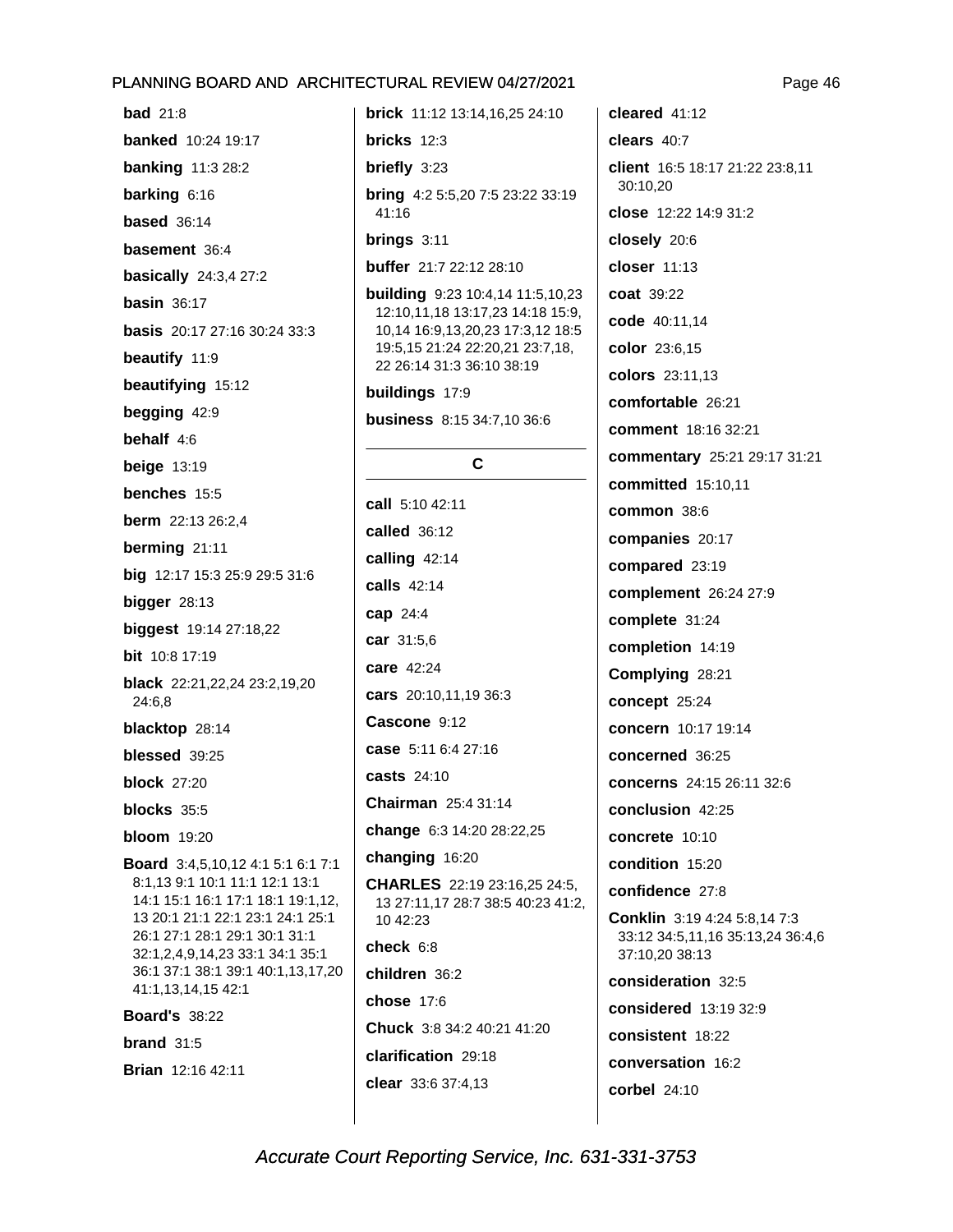**bad** 21:8

**banked** 10:24 19:17

**banking** 11:3 28:2

**barking** 6:16

**based** 36:14

**basement** 36:4

**basically** 24:3,4 27:2

**basin** 36:17

**basis** 20:17 27:16 30:24 33:3

**beautify** 11:9

**beautifying** 15:12

**begging** 42:9

**behalf** 4:6

**beige** 13:19

**benches** 15:5

**berm** 22:13 26:2,4

**berming** 21:11

**big** 12:17 15:3 25:9 29:5 31:6

**bigger** 28:13

**biggest** 19:14 27:18,22

**bit** 10:8 17:19

**black** 22:21,22,24 23:2,19,20 24:6,8

**blacktop** 28:14

**blessed** 39:25

**block** 27:20

**blocks** 35:5

**bloom** 19:20

**Board** 3:4,5,10,12 4:1 5:1 6:1 7:1 8:1,13 9:1 10:1 11:1 12:1 13:1 14:1 15:1 16:1 17:1 18:1 19:1,12, 13 20:1 21:1 22:1 23:1 24:1 25:1 26:1 27:1 28:1 29:1 30:1 31:1 32:1,2,4,9,14,23 33:1 34:1 35:1 36:1 37:1 38:1 39:1 40:1,13,17,20 41:1,13,14,15 42:1

**Board's** 38:22

**brand** 31:5

**Brian** 12:16 42:11

**brick** 11:12 13:14,16,25 24:10

**bricks** 12:3

**briefly** 3:23

**bring** 4:2 5:5,20 7:5 23:22 33:19 41:16

**brings** 3:11

**buffer** 21:7 22:12 28:10

**building** 9:23 10:4,14 11:5,10,23 12:10,11,18 13:17,23 14:18 15:9, 10,14 16:9,13,20,23 17:3,12 18:5 19:5,15 21:24 22:20,21 23:7,18, 22 26:14 31:3 36:10 38:19

**buildings** 17:9

**business** 8:15 34:7,10 36:6

## C

**call** 5:10 42:11

**called** 36:12

**calling** 42:14

**calls** 42:14

**cap** 24:4

**car** 31:5,6

**care** 42:24

**cars** 20:10,11,19 36:3

**Cascone** 9:12

**case** 5:11 6:4 27:16

**casts** 24:10

**Chairman** 25:4 31:14

**change** 6:3 14:20 28:22,25

**changing** 16:20

**CHARLES** 22:19 23:16,25 24:5, 13 27:11,17 28:7 38:5 40:23 41:2, 10 42:23

**check** 6:8

**children** 36:2

**chose** 17:6

**Chuck** 3:8 34:2 40:21 41:20

**clarification** 29:18

**clear** 33:6 37:4,13

**cleared** 41:12

**clears** 40:7

**client** 16:5 18:17 21:22 23:8,11 30:10,20

**close** 12:22 14:9 31:2

**closely** 20:6

**closer** 11:13

**coat** 39:22

**code** 40:11,14

**color** 23:6,15

**colors** 23:11,13

**comfortable** 26:21

**comment** 18:16 32:21

**commentary** 25:21 29:17 31:21

**committed** 15:10,11

**common** 38:6

**companies** 20:17

**compared** 23:19

**complement** 26:24 27:9

**complete** 31:24

**completion** 14:19

**Complying** 28:21

**concept** 25:24

**concern** 10:17 19:14

**concerned** 36:25

**concerns** 24:15 26:11 32:6

**conclusion** 42:25

**concrete** 10:10

**condition** 15:20

**confidence** 27:8

**Conklin** 3:19 4:24 5:8,14 7:3 33:12 34:5,11,16 35:13,24 36:4,6 37:10,20 38:13

**consideration** 32:5

**considered** 13:19 32:9

**consistent** 18:22

**conversation** 16:2

**corbel** 24:10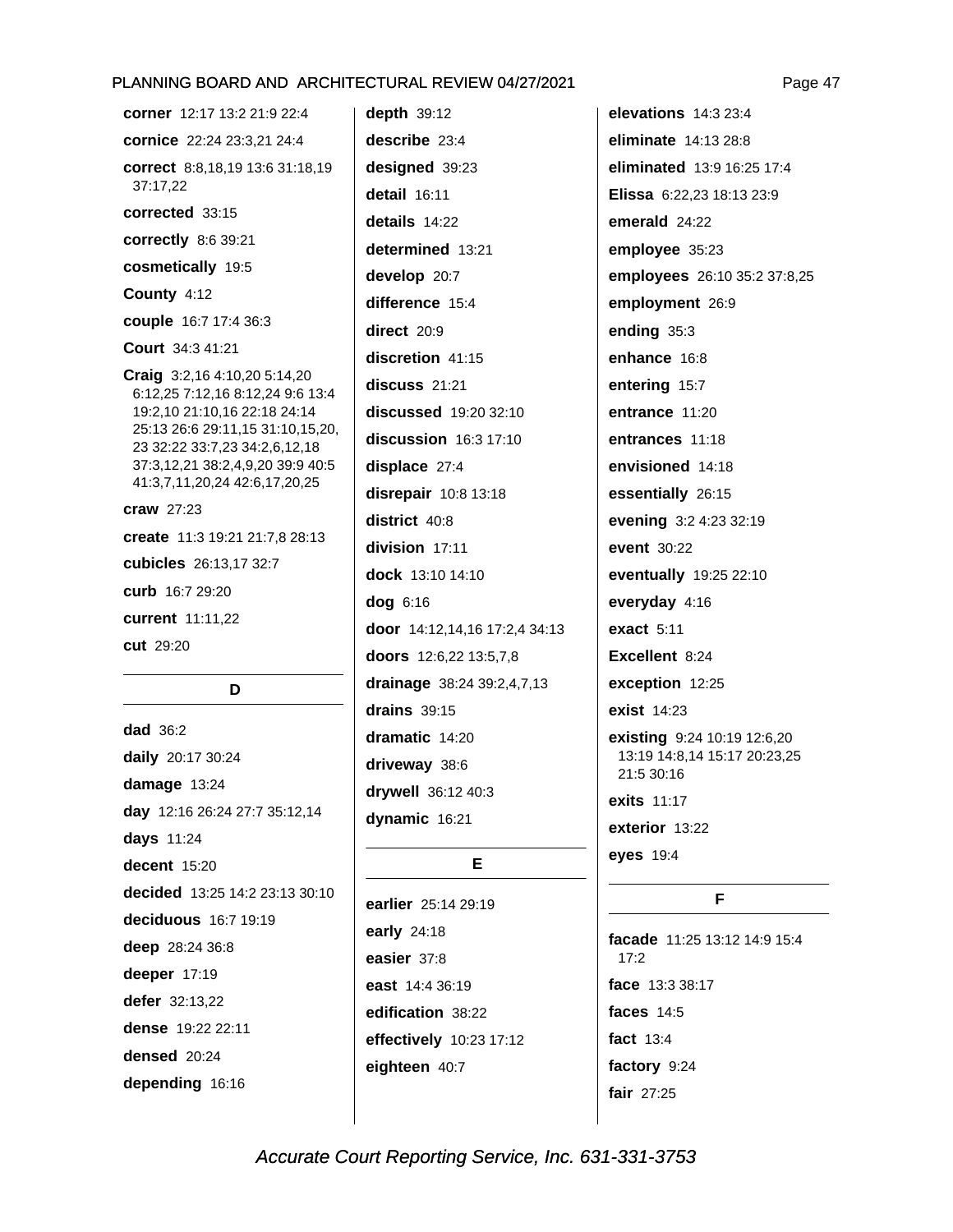**corner** 12:17 13:2 21:9 22:4

**cornice** 22:24 23:3,21 24:4

**correct** 8:8,18,19 13:6 31:18,19 37:17,22

**corrected** 33:15

**correctly** 8:6 39:21

**cosmetically** 19:5

**County** 4:12

**couple** 16:7 17:4 36:3

**Court** 34:3 41:21

**Craig** 3:2,16 4:10,20 5:14,20 6:12,25 7:12,16 8:12,24 9:6 13:4 19:2,10 21:10,16 22:18 24:14 25:13 26:6 29:11,15 31:10,15,20, 23 32:22 33:7,23 34:2,6,12,18 37:3,12,21 38:2,4,9,20 39:9 40:5 41:3,7,11,20,24 42:6,17,20,25

**craw** 27:23

**create** 11:3 19:21 21:7,8 28:13

**cubicles** 26:13,17 32:7

**curb** 16:7 29:20

**current** 11:11,22

**cut** 29:20

## D

**dad** 36:2

**daily** 20:17 30:24

**damage** 13:24

**day** 12:16 26:24 27:7 35:12,14

**days** 11:24

**decent** 15:20

**decided** 13:25 14:2 23:13 30:10

**deciduous** 16:7 19:19

**deep** 28:24 36:8

**deeper** 17:19

**defer** 32:13,22

**dense** 19:22 22:11

**densed** 20:24

**depending** 16:16

**depth** 39:12

**describe** 23:4

**designed** 39:23

**detail** 16:11

**details** 14:22

**determined** 13:21

**develop** 20:7

**difference** 15:4

**direct** 20:9

**discretion** 41:15

**discuss** 21:21

**discussed** 19:20 32:10

**discussion** 16:3 17:10

**displace** 27:4

**disrepair** 10:8 13:18

**district** 40:8

**division** 17:11

**dock** 13:10 14:10

**dog** 6:16

**door** 14:12,14,16 17:2,4 34:13

**doors** 12:6,22 13:5,7,8

**drainage** 38:24 39:2,4,7,13

**drains** 39:15

**dramatic** 14:20

**driveway** 38:6

**drywell** 36:12 40:3

**dynamic** 16:21

## E

**earlier** 25:14 29:19

**early** 24:18

**easier** 37:8

**east** 14:4 36:19

**edification** 38:22

**effectively** 10:23 17:12

**eighteen** 40:7

**elevations** 14:3 23:4

**eliminate** 14:13 28:8

**eliminated** 13:9 16:25 17:4

**Elissa** 6:22,23 18:13 23:9

**emerald** 24:22

**employee** 35:23

**employees** 26:10 35:2 37:8,25

**employment** 26:9

**ending** 35:3

**enhance** 16:8

**entering** 15:7

**entrance** 11:20

**entrances** 11:18

**envisioned** 14:18

**essentially** 26:15

**evening** 3:2 4:23 32:19

**event** 30:22

**eventually** 19:25 22:10

**everyday** 4:16

**exact** 5:11

**Excellent** 8:24

**exception** 12:25

**exist** 14:23

**existing** 9:24 10:19 12:6,20 13:19 14:8,14 15:17 20:23,25 21:5 30:16

**exits** 11:17

**exterior** 13:22

**eyes** 19:4

## F

**facade** 11:25 13:12 14:9 15:4 17:2

**face** 13:3 38:17

**faces** 14:5

**fact** 13:4

**factory** 9:24

**fair** 27:25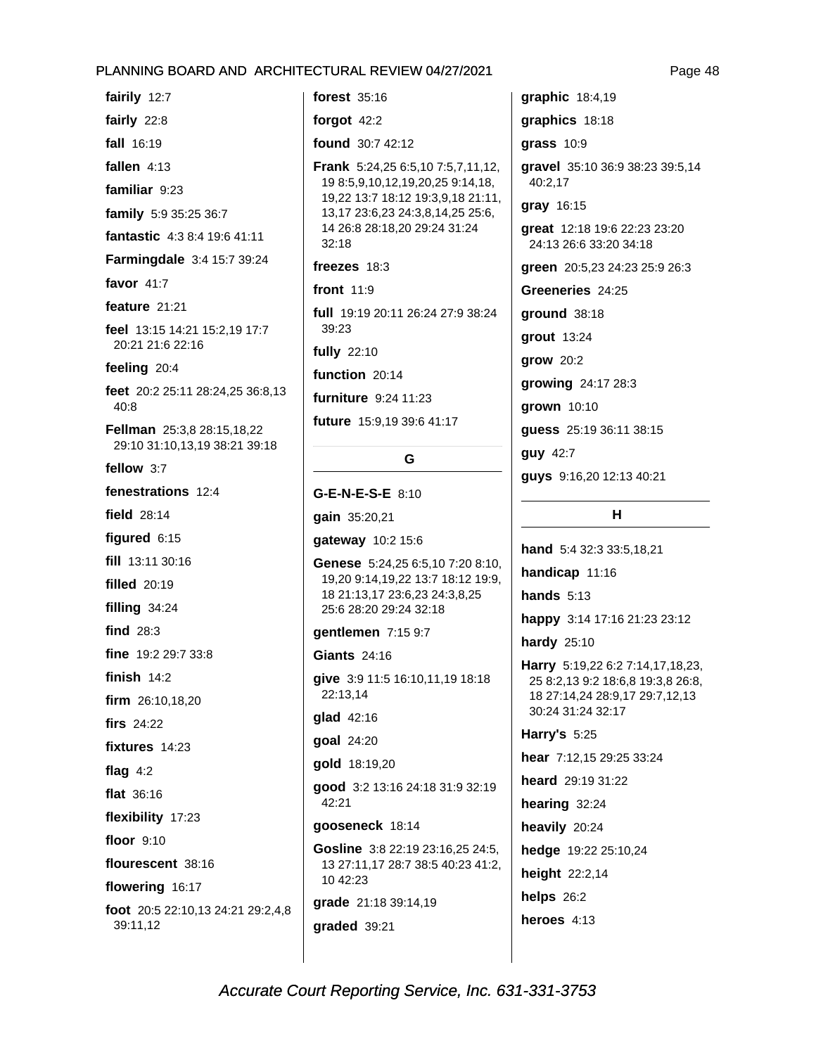**fairily** 12:7

**fairly** 22:8

**fall** 16:19

**fallen** 4:13

**familiar** 9:23

**family** 5:9 35:25 36:7

**fantastic** 4:3 8:4 19:6 41:11

**Farmingdale** 3:4 15:7 39:24

**favor** 41:7

**feature** 21:21

**feel** 13:15 14:21 15:2,19 17:7 20:21 21:6 22:16

**feeling** 20:4

**feet** 20:2 25:11 28:24,25 36:8,13 40:8

**Fellman** 25:3,8 28:15,18,22 29:10 31:10,13,19 38:21 39:18

**fellow** 3:7

**fenestrations** 12:4

**field** 28:14

**figured** 6:15

**fill** 13:11 30:16

**filled** 20:19

**filling** 34:24

**find** 28:3

**fine** 19:2 29:7 33:8

**finish** 14:2

**firm** 26:10,18,20

**firs** 24:22

**fixtures** 14:23

**flag** 4:2

**flat** 36:16

**flexibility** 17:23

**floor** 9:10

**flourescent** 38:16

**flowering** 16:17

**foot** 20:5 22:10,13 24:21 29:2,4,8 39:11,12

**forest** 35:16

**forgot** 42:2

**found** 30:7 42:12

**Frank** 5:24,25 6:5,10 7:5,7,11,12, 19 8:5,9,10,12,19,20,25 9:14,18, 19,22 13:7 18:12 19:3,9,18 21:11, 13,17 23:6,23 24:3,8,14,25 25:6, 14 26:8 28:18,20 29:24 31:24 32:18

**freezes** 18:3

**front** 11:9

**full** 19:19 20:11 26:24 27:9 38:24 39:23

**fully** 22:10

**function** 20:14

**furniture** 9:24 11:23

**future** 15:9,19 39:6 41:17

## G

**G-E-N-E-S-E** 8:10

**gain** 35:20,21

**gateway** 10:2 15:6

**Genese** 5:24,25 6:5,10 7:20 8:10, 19,20 9:14,19,22 13:7 18:12 19:9, 18 21:13,17 23:6,23 24:3,8,25 25:6 28:20 29:24 32:18

**gentlemen** 7:15 9:7

**Giants** 24:16

**give** 3:9 11:5 16:10,11,19 18:18 22:13,14

**glad** 42:16

**goal** 24:20

**gold** 18:19,20

**good** 3:2 13:16 24:18 31:9 32:19 42:21

**gooseneck** 18:14

**Gosline** 3:8 22:19 23:16,25 24:5, 13 27:11,17 28:7 38:5 40:23 41:2, 10 42:23

**grade** 21:18 39:14,19

**graded** 39:21

**graphic** 18:4,19

**graphics** 18:18

**grass** 10:9

**gravel** 35:10 36:9 38:23 39:5,14 40:2,17

**gray** 16:15

**great** 12:18 19:6 22:23 23:20 24:13 26:6 33:20 34:18

**green** 20:5,23 24:23 25:9 26:3

**Greeneries** 24:25

**ground** 38:18

**grout** 13:24

**grow** 20:2

**growing** 24:17 28:3

**grown** 10:10

**guess** 25:19 36:11 38:15

**guy** 42:7

**guys** 9:16,20 12:13 40:21

## H

**hand** 5:4 32:3 33:5,18,21

**handicap** 11:16

**hands** 5:13

**happy** 3:14 17:16 21:23 23:12

**hardy** 25:10

**Harry** 5:19,22 6:2 7:14,17,18,23, 25 8:2,13 9:2 18:6,8 19:3,8 26:8, 18 27:14,24 28:9,17 29:7,12,13 30:24 31:24 32:17

**Harry's** 5:25

**hear** 7:12,15 29:25 33:24

**heard** 29:19 31:22

**hearing** 32:24

**heavily** 20:24

**hedge** 19:22 25:10,24

**height** 22:2,14

**helps** 26:2

**heroes** 4:13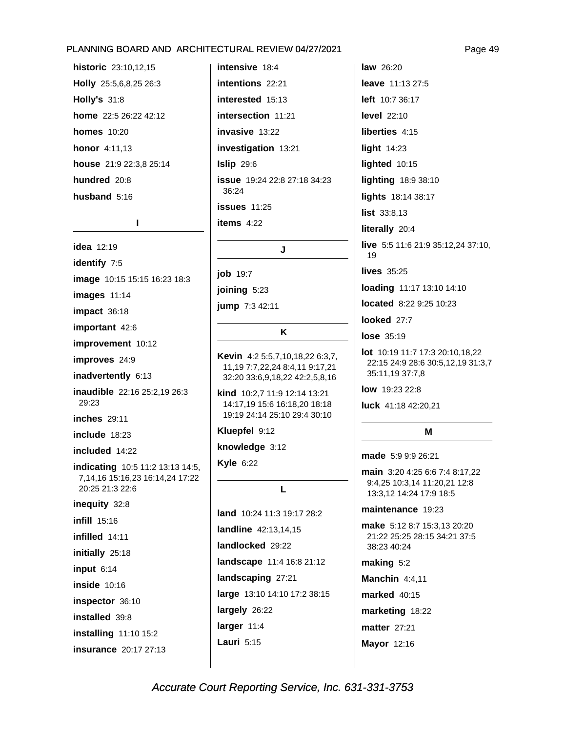**historic** 23:10,12,15

**Holly** 25:5,6,8,25 26:3

**Holly's** 31:8

**home** 22:5 26:22 42:12

**homes** 10:20

**honor** 4:11,13

**house** 21:9 22:3,8 25:14

**hundred** 20:8

**husband** 5:16

## I

**idea** 12:19

**identify** 7:5

**image** 10:15 15:15 16:23 18:3

**images** 11:14

**impact** 36:18

**important** 42:6

**improvement** 10:12

**improves** 24:9

**inadvertently** 6:13

**inaudible** 22:16 25:2,19 26:3 29:23

**inches** 29:11

**include** 18:23

**included** 14:22

**indicating** 10:5 11:2 13:13 14:5, 7,14,16 15:16,23 16:14,24 17:22 20:25 21:3 22:6

**inequity** 32:8

**infill** 15:16

**infilled** 14:11

**initially** 25:18

**input** 6:14

**inside** 10:16

**inspector** 36:10

**installed** 39:8

**installing** 11:10 15:2

**insurance** 20:17 27:13

**intensive** 18:4

**intentions** 22:21

**interested** 15:13

**intersection** 11:21

**invasive** 13:22

**investigation** 13:21

**Islip** 29:6

**issue** 19:24 22:8 27:18 34:23 36:24

**issues** 11:25

**items** 4:22

## J

**job** 19:7

**joining** 5:23

**jump** 7:3 42:11

## K

**Kevin** 4:2 5:5,7,10,18,22 6:3,7, 11,19 7:7,22,24 8:4,11 9:17,21 32:20 33:6,9,18,22 42:2,5,8,16

**kind** 10:2,7 11:9 12:14 13:21 14:17,19 15:6 16:18,20 18:18 19:19 24:14 25:10 29:4 30:10

**Kluepfel** 9:12

**knowledge** 3:12

**Kyle** 6:22

## L

**land** 10:24 11:3 19:17 28:2

**landline** 42:13,14,15

**landlocked** 29:22

**landscape** 11:4 16:8 21:12

**landscaping** 27:21

**large** 13:10 14:10 17:2 38:15

**largely** 26:22

**larger** 11:4

**Lauri** 5:15

**law** 26:20

**leave** 11:13 27:5

**left** 10:7 36:17

**level** 22:10

**liberties** 4:15

**light** 14:23

**lighted** 10:15

**lighting** 18:9 38:10

**lights** 18:14 38:17

**list** 33:8,13

**literally** 20:4

**live** 5:5 11:6 21:9 35:12,24 37:10, 19

**lives** 35:25

**loading** 11:17 13:10 14:10

**located** 8:22 9:25 10:23

**looked** 27:7

**lose** 35:19

**lot** 10:19 11:7 17:3 20:10,18,22 22:15 24:9 28:6 30:5,12,19 31:3,7 35:11,19 37:7,8

**low** 19:23 22:8

**luck** 41:18 42:20,21

## M

**made** 5:9 9:9 26:21

**main** 3:20 4:25 6:6 7:4 8:17,22 9:4,25 10:3,14 11:20,21 12:8 13:3,12 14:24 17:9 18:5

**maintenance** 19:23

**make** 5:12 8:7 15:3,13 20:20 21:22 25:25 28:15 34:21 37:5 38:23 40:24

**making** 5:2

**Manchin** 4:4,11

**marked** 40:15

**marketing** 18:22

**matter** 27:21

**Mayor** 12:16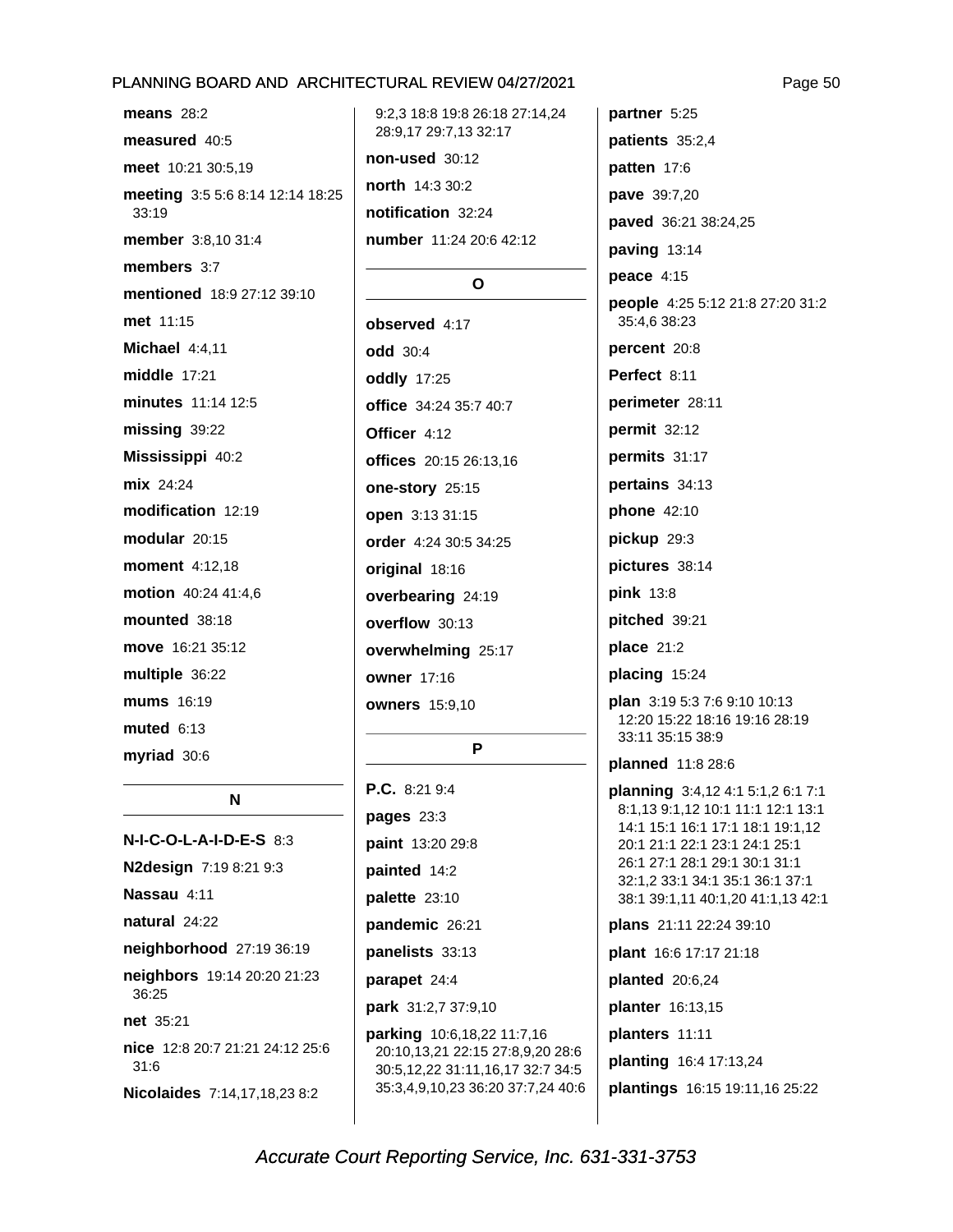**means** 28:2

**measured** 40:5

**meet** 10:21 30:5,19

**meeting** 3:5 5:6 8:14 12:14 18:25 33:19

**member** 3:8,10 31:4

**members** 3:7

**mentioned** 18:9 27:12 39:10

**met** 11:15

**Michael** 4:4,11

**middle** 17:21

**minutes** 11:14 12:5

**missing** 39:22

**Mississippi** 40:2

**mix** 24:24

**modification** 12:19

**modular** 20:15

**moment** 4:12,18

**motion** 40:24 41:4,6

**mounted** 38:18

**move** 16:21 35:12

**multiple** 36:22

**mums** 16:19

**muted** 6:13

**myriad** 30:6

## N

**N-I-C-O-L-A-I-D-E-S** 8:3

**N2design** 7:19 8:21 9:3

**Nassau** 4:11

**natural** 24:22

**neighborhood** 27:19 36:19

**neighbors** 19:14 20:20 21:23 36:25

**net** 35:21

**nice** 12:8 20:7 21:21 24:12 25:6 31:6

**Nicolaides** 7:14,17,18,23 8:2 9:2,3 18:8 19:8 26:18 27:14,24 28:9,17 29:7,13 32:17

**non-used** 30:12

**north** 14:3 30:2

**notification** 32:24

**number** 11:24 20:6 42:12

## O

**observed** 4:17

**odd** 30:4

**oddly** 17:25

**office** 34:24 35:7 40:7

**Officer** 4:12

**offices** 20:15 26:13,16

**one-story** 25:15

**open** 3:13 31:15

**order** 4:24 30:5 34:25

**original** 18:16

**overbearing** 24:19

**overflow** 30:13

**overwhelming** 25:17

**owner** 17:16

**owners** 15:9,10

## P

**P.C.** 8:21 9:4

**pages** 23:3

**paint** 13:20 29:8

**painted** 14:2

**palette** 23:10

**pandemic** 26:21

**panelists** 33:13

**parapet** 24:4

**park** 31:2,7 37:9,10

**parking** 10:6,18,22 11:7,16 20:10,13,21 22:15 27:8,9,20 28:6 30:5,12,22 31:11,16,17 32:7 34:5 35:3,4,9,10,23 36:20 37:7,24 40:6

**partner** 5:25

**patients** 35:2,4

**patten** 17:6

**pave** 39:7,20

**paved** 36:21 38:24,25

**paving** 13:14

**peace** 4:15

**people** 4:25 5:12 21:8 27:20 31:2 35:4,6 38:23

**percent** 20:8

**Perfect** 8:11

**perimeter** 28:11

**permit** 32:12

**permits** 31:17

**pertains** 34:13

**phone** 42:10

**pickup** 29:3

**pictures** 38:14

**pink** 13:8

**pitched** 39:21

**place** 21:2

**placing** 15:24

**plan** 3:19 5:3 7:6 9:10 10:13 12:20 15:22 18:16 19:16 28:19 33:11 35:15 38:9

**planned** 11:8 28:6

**planning** 3:4,12 4:1 5:1,2 6:1 7:1 8:1,13 9:1,12 10:1 11:1 12:1 13:1 14:1 15:1 16:1 17:1 18:1 19:1,12 20:1 21:1 22:1 23:1 24:1 25:1 26:1 27:1 28:1 29:1 30:1 31:1 32:1,2 33:1 34:1 35:1 36:1 37:1 38:1 39:1,11 40:1,20 41:1,13 42:1

**plans** 21:11 22:24 39:10

**plant** 16:6 17:17 21:18

**planted** 20:6,24

**planter** 16:13,15

**planters** 11:11

**planting** 16:4 17:13,24

**plantings** 16:15 19:11,16 25:22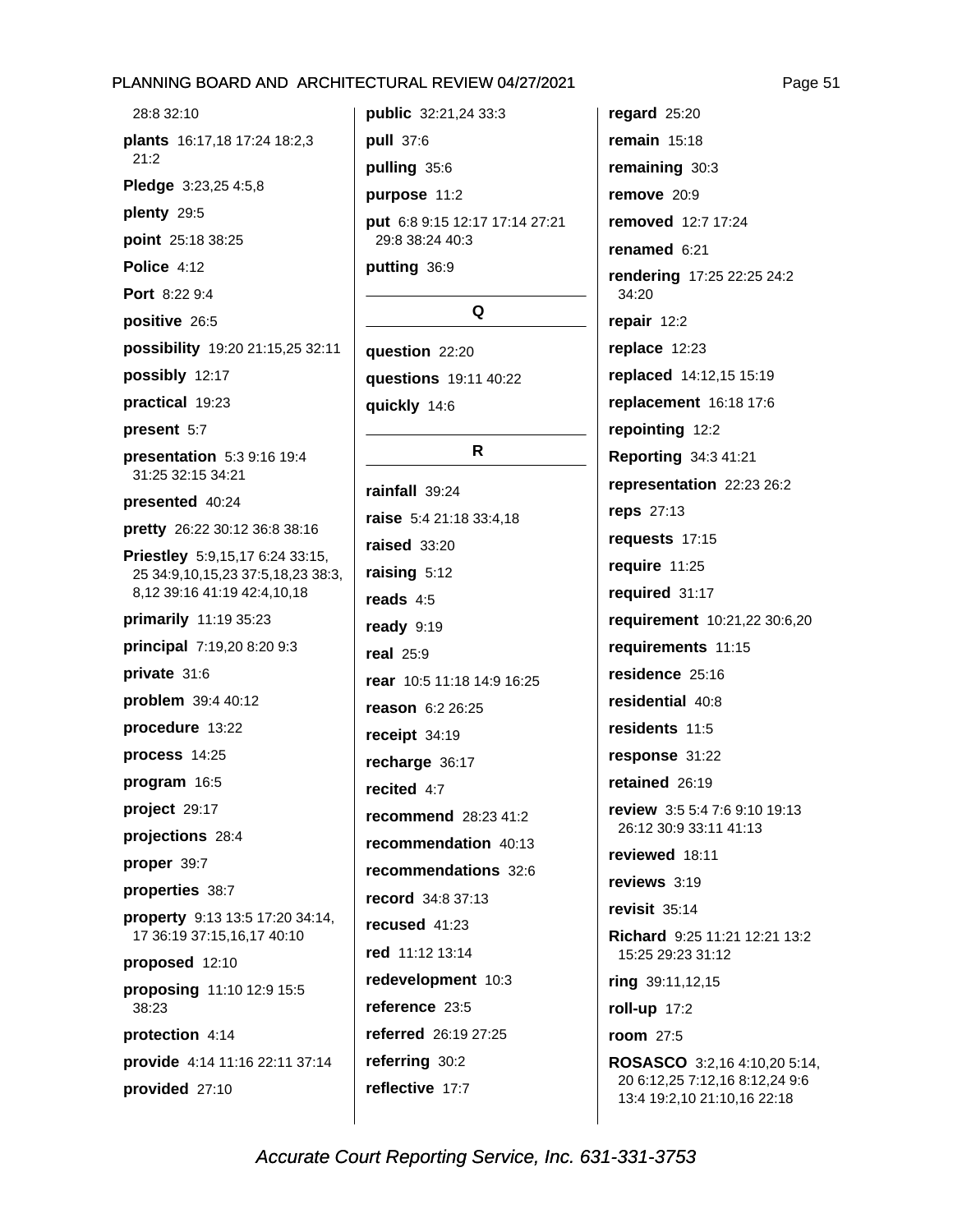28:8 32:10

**plants** 16:17,18 17:24 18:2,3 21:2

**Pledge** 3:23,25 4:5,8

**plenty** 29:5

**point** 25:18 38:25

**Police** 4:12

**Port** 8:22 9:4

**positive** 26:5

**possibility** 19:20 21:15,25 32:11

**possibly** 12:17

**practical** 19:23

**present** 5:7

**presentation** 5:3 9:16 19:4 31:25 32:15 34:21

**presented** 40:24

**pretty** 26:22 30:12 36:8 38:16

**Priestley** 5:9,15,17 6:24 33:15, 25 34:9,10,15,23 37:5,18,23 38:3, 8,12 39:16 41:19 42:4,10,18

**primarily** 11:19 35:23

**principal** 7:19,20 8:20 9:3

**private** 31:6

**problem** 39:4 40:12

**procedure** 13:22

**process** 14:25

**program** 16:5

**project** 29:17

**projections** 28:4

**proper** 39:7

**properties** 38:7

**property** 9:13 13:5 17:20 34:14, 17 36:19 37:15,16,17 40:10

**proposed** 12:10

**proposing** 11:10 12:9 15:5 38:23

**protection** 4:14

**provide** 4:14 11:16 22:11 37:14

**provided** 27:10

**public** 32:21,24 33:3

**pull** 37:6

**pulling** 35:6

**purpose** 11:2

**put** 6:8 9:15 12:17 17:14 27:21 29:8 38:24 40:3

**putting** 36:9

## Q

**question** 22:20

**questions** 19:11 40:22

**quickly** 14:6

## R

**rainfall** 39:24

**raise** 5:4 21:18 33:4,18

**raised** 33:20

**raising** 5:12

**reads** 4:5

**ready** 9:19

**real** 25:9

**rear** 10:5 11:18 14:9 16:25

**reason** 6:2 26:25

**receipt** 34:19

**recharge** 36:17

**recited** 4:7

**recommend** 28:23 41:2

**recommendation** 40:13

**recommendations** 32:6

**record** 34:8 37:13

**recused** 41:23

**red** 11:12 13:14

**redevelopment** 10:3

**reference** 23:5

**referred** 26:19 27:25

**referring** 30:2

**reflective** 17:7

**regard** 25:20

**remain** 15:18

**remaining** 30:3

**remove** 20:9

**removed** 12:7 17:24

**renamed** 6:21

**rendering** 17:25 22:25 24:2 34:20

**repair** 12:2

**replace** 12:23

**replaced** 14:12,15 15:19

**replacement** 16:18 17:6

**repointing** 12:2

**Reporting** 34:3 41:21

**representation** 22:23 26:2

**reps** 27:13

**requests** 17:15

**require** 11:25

**required** 31:17

**requirement** 10:21,22 30:6,20

**requirements** 11:15

**residence** 25:16

**residential** 40:8

**residents** 11:5

**response** 31:22

**retained** 26:19

**review** 3:5 5:4 7:6 9:10 19:13 26:12 30:9 33:11 41:13

**reviewed** 18:11

**reviews** 3:19

**revisit** 35:14

**Richard** 9:25 11:21 12:21 13:2 15:25 29:23 31:12

**ring** 39:11,12,15

**roll-up** 17:2

**room** 27:5

**ROSASCO** 3:2,16 4:10,20 5:14, 20 6:12,25 7:12,16 8:12,24 9:6 13:4 19:2,10 21:10,16 22:18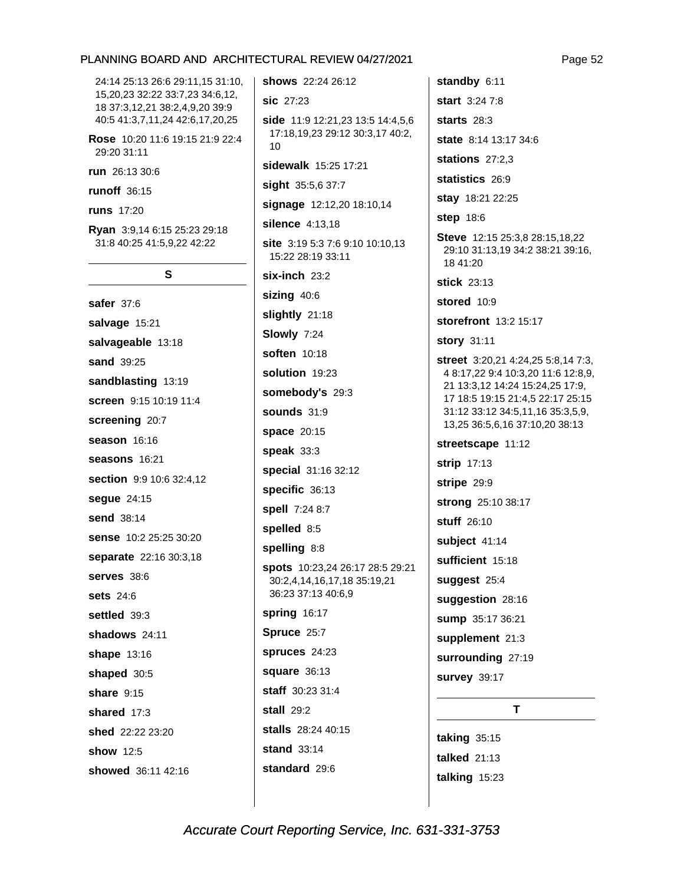24:14 25:13 26:6 29:11,15 31:10, 15,20,23 32:22 33:7,23 34:6,12, 18 37:3,12,21 38:2,4,9,20 39:9 40:5 41:3,7,11,24 42:6,17,20,25

**Rose** 10:20 11:6 19:15 21:9 22:4 29:20 31:11

**run** 26:13 30:6

**runoff** 36:15

**runs** 17:20

**Ryan** 3:9,14 6:15 25:23 29:18 31:8 40:25 41:5,9,22 42:22

## S

**safer** 37:6

**salvage** 15:21

**salvageable** 13:18

**sand** 39:25

**sandblasting** 13:19

**screen** 9:15 10:19 11:4

**screening** 20:7

**season** 16:16

**seasons** 16:21

**section** 9:9 10:6 32:4,12

**segue** 24:15

**send** 38:14

**sense** 10:2 25:25 30:20

**separate** 22:16 30:3,18

**serves** 38:6

**sets** 24:6

**settled** 39:3

**shadows** 24:11

**shape** 13:16

**shaped** 30:5

**share** 9:15

**shared** 17:3

**shed** 22:22 23:20

**show** 12:5

**showed** 36:11 42:16

**shows** 22:24 26:12

**sic** 27:23

**side** 11:9 12:21,23 13:5 14:4,5,6 17:18,19,23 29:12 30:3,17 40:2, 10

**sidewalk** 15:25 17:21

**sight** 35:5,6 37:7

**signage** 12:12,20 18:10,14

**silence** 4:13,18

**site** 3:19 5:3 7:6 9:10 10:10,13 15:22 28:19 33:11

**six-inch** 23:2

**sizing** 40:6

**slightly** 21:18

**Slowly** 7:24

**soften** 10:18

**solution** 19:23

**somebody's** 29:3

**sounds** 31:9

**space** 20:15

**speak** 33:3

**special** 31:16 32:12

**specific** 36:13

**spell** 7:24 8:7

**spelled** 8:5

**spelling** 8:8

**spots** 10:23,24 26:17 28:5 29:21 30:2,4,14,16,17,18 35:19,21 36:23 37:13 40:6,9

**spring** 16:17

**Spruce** 25:7

**spruces** 24:23

**square** 36:13

**staff** 30:23 31:4

**stall** 29:2

**stalls** 28:24 40:15

**stand** 33:14

**standard** 29:6

**standby** 6:11

**start** 3:24 7:8

**starts** 28:3

**state** 8:14 13:17 34:6

**stations** 27:2,3

**statistics** 26:9

**stay** 18:21 22:25

**step** 18:6

**Steve** 12:15 25:3,8 28:15,18,22 29:10 31:13,19 34:2 38:21 39:16, 18 41:20

**stick** 23:13

**stored** 10:9

**storefront** 13:2 15:17

**story** 31:11

**street** 3:20,21 4:24,25 5:8,14 7:3, 4 8:17,22 9:4 10:3,20 11:6 12:8,9, 21 13:3,12 14:24 15:24,25 17:9, 17 18:5 19:15 21:4,5 22:17 25:15 31:12 33:12 34:5,11,16 35:3,5,9, 13,25 36:5,6,16 37:10,20 38:13

**streetscape** 11:12

**strip** 17:13

**stripe** 29:9

**strong** 25:10 38:17

**stuff** 26:10

**subject** 41:14

**sufficient** 15:18

**suggest** 25:4

**suggestion** 28:16

**sump** 35:17 36:21

**supplement** 21:3

**surrounding** 27:19

**survey** 39:17

## T

**taking** 35:15

**talked** 21:13

**talking** 15:23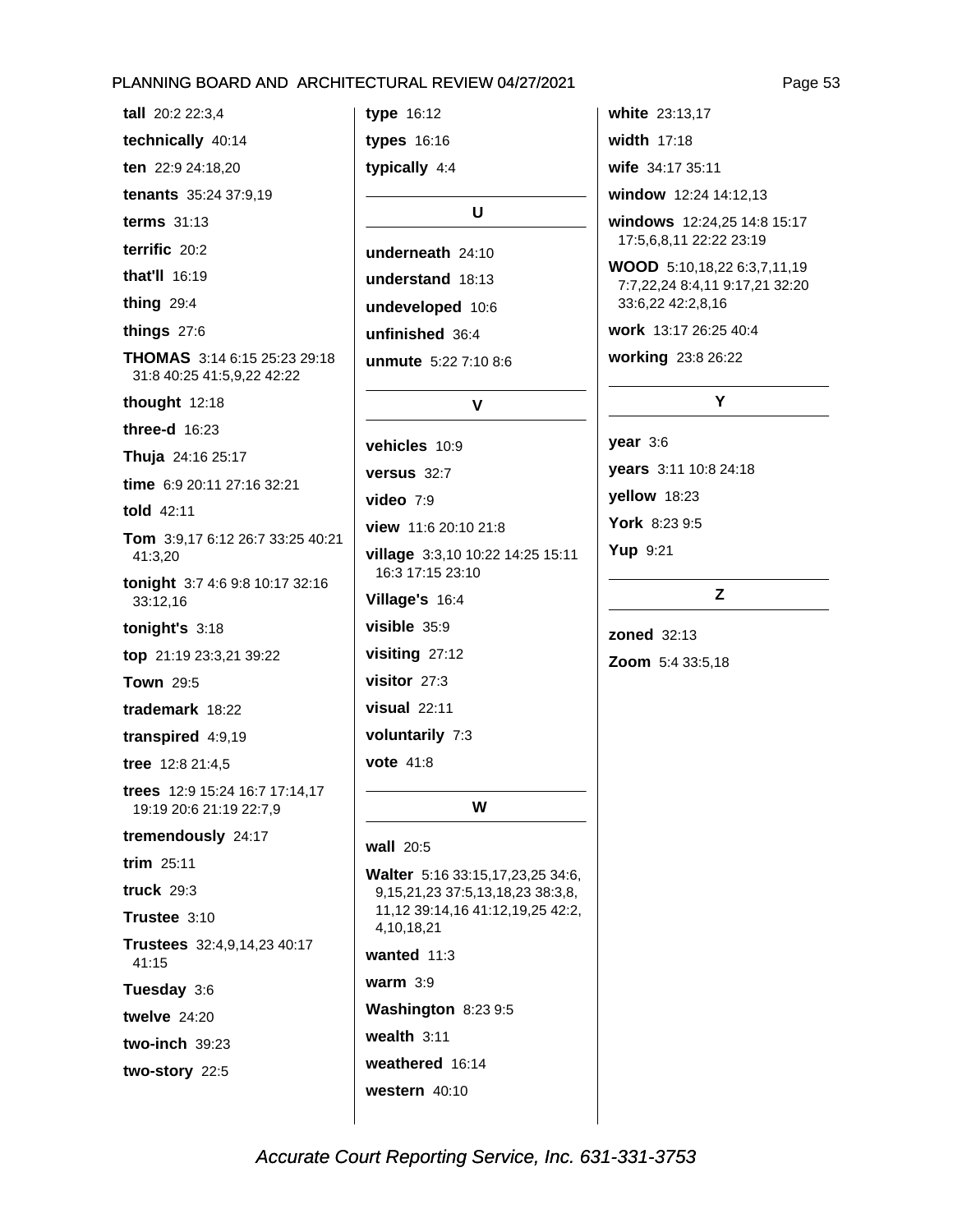**tall** 20:2 22:3,4

**technically** 40:14

**ten** 22:9 24:18,20

**tenants** 35:24 37:9,19

**terms** 31:13

**terrific** 20:2

**that'll** 16:19

**thing** 29:4

**things** 27:6

**THOMAS** 3:14 6:15 25:23 29:18 31:8 40:25 41:5,9,22 42:22

**thought** 12:18

**three-d** 16:23

**Thuja** 24:16 25:17

**time** 6:9 20:11 27:16 32:21

**told** 42:11

**Tom** 3:9,17 6:12 26:7 33:25 40:21 41:3,20

**tonight** 3:7 4:6 9:8 10:17 32:16 33:12,16

**tonight's** 3:18

**top** 21:19 23:3,21 39:22

**Town** 29:5

**trademark** 18:22

**transpired** 4:9,19

**tree** 12:8 21:4,5

**trees** 12:9 15:24 16:7 17:14,17 19:19 20:6 21:19 22:7,9

**tremendously** 24:17

**trim** 25:11

**truck** 29:3

**Trustee** 3:10

**Trustees** 32:4,9,14,23 40:17 41:15

**Tuesday** 3:6

**twelve** 24:20

**two-inch** 39:23

**two-story** 22:5

**type** 16:12

**types** 16:16

**typically** 4:4

## U

**underneath** 24:10

**understand** 18:13

**undeveloped** 10:6

**unfinished** 36:4

**unmute** 5:22 7:10 8:6

## V

**vehicles** 10:9

**versus** 32:7

**video** 7:9

**view** 11:6 20:10 21:8

**village** 3:3,10 10:22 14:25 15:11 16:3 17:15 23:10

**Village's** 16:4

**visible** 35:9

**visiting** 27:12

**visitor** 27:3

**visual** 22:11

**voluntarily** 7:3

**vote** 41:8

## W

**wall** 20:5

**Walter** 5:16 33:15,17,23,25 34:6,9,15,21,23 37:5,13,18,23 38:3,8,11,12 39:14,16 41:12,19,25 42:2,4,10,18,21

**wanted** 11:3

**warm** 3:9

**Washington** 8:23 9:5

**wealth** 3:11

**weathered** 16:14

**western** 40:10

**white** 23:13,17

**width** 17:18

**wife** 34:17 35:11

**window** 12:24 14:12,13

**windows** 12:24,25 14:8 15:17 17:5,6,8,11 22:22 23:19

**WOOD** 5:10,18,22 6:3,7,11,19 7:7,22,24 8:4,11 9:17,21 32:20 33:6,22 42:2,8,16

**work** 13:17 26:25 40:4

**working** 23:8 26:22

## Y

**year** 3:6

**years** 3:11 10:8 24:18

**yellow** 18:23

**York** 8:23 9:5

**Yup** 9:21

## Z

**zoned** 32:13

**Zoom** 5:4 33:5,18